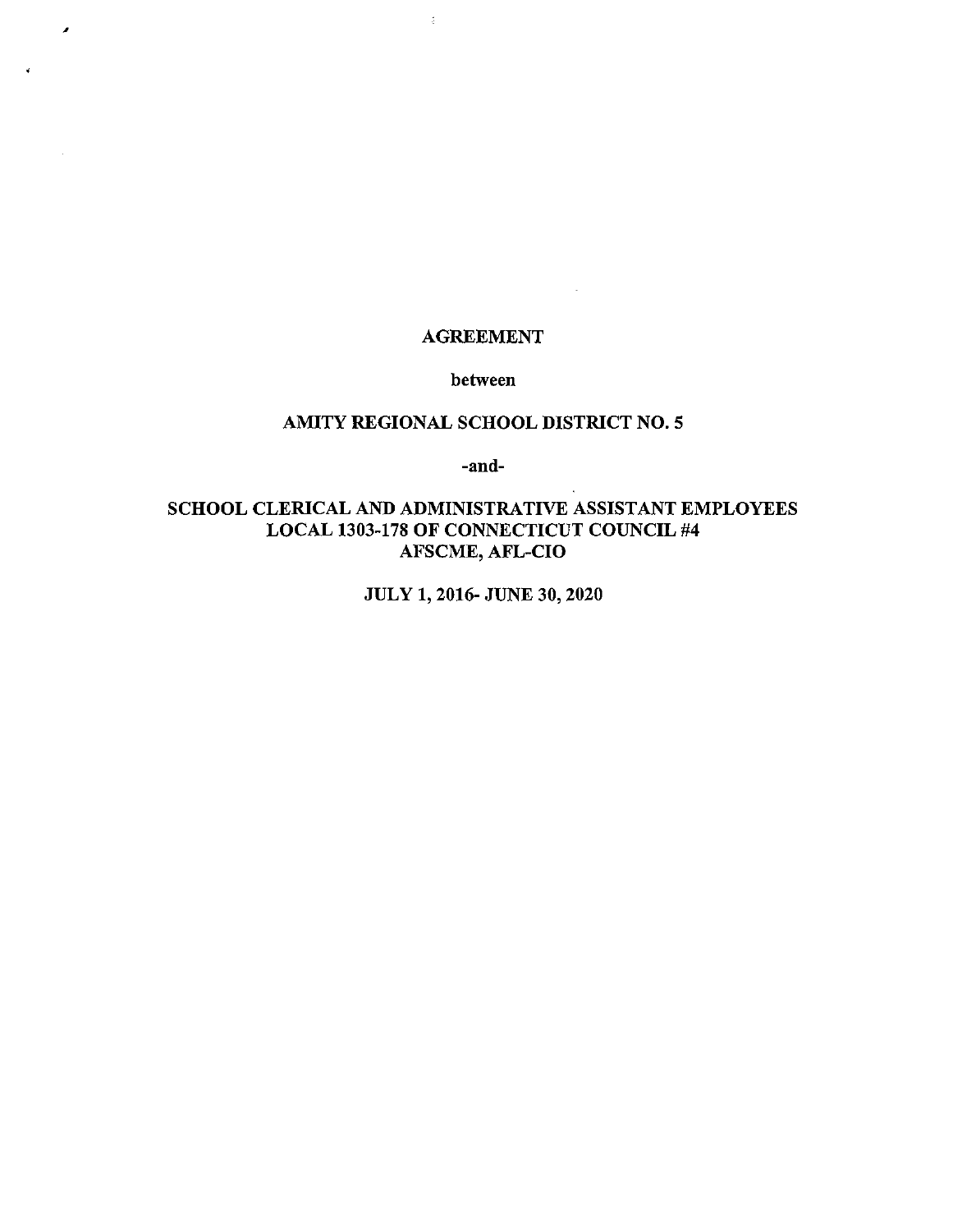# AGREEMENT

**between**

**AMITY REGIONAL SCHOOL DISTRICT NO. 5**

**-and-**

**SCHOOL CLERICAL AND ADMINISTRATIVE ASSISTANT EMPLOYEES**
**LOCAL 1303-178 OF CONNECTICUT COUNCIL #4**
**AFSCME, AFL-CIO**

**JULY 1, 2016- JUNE 30, 2020**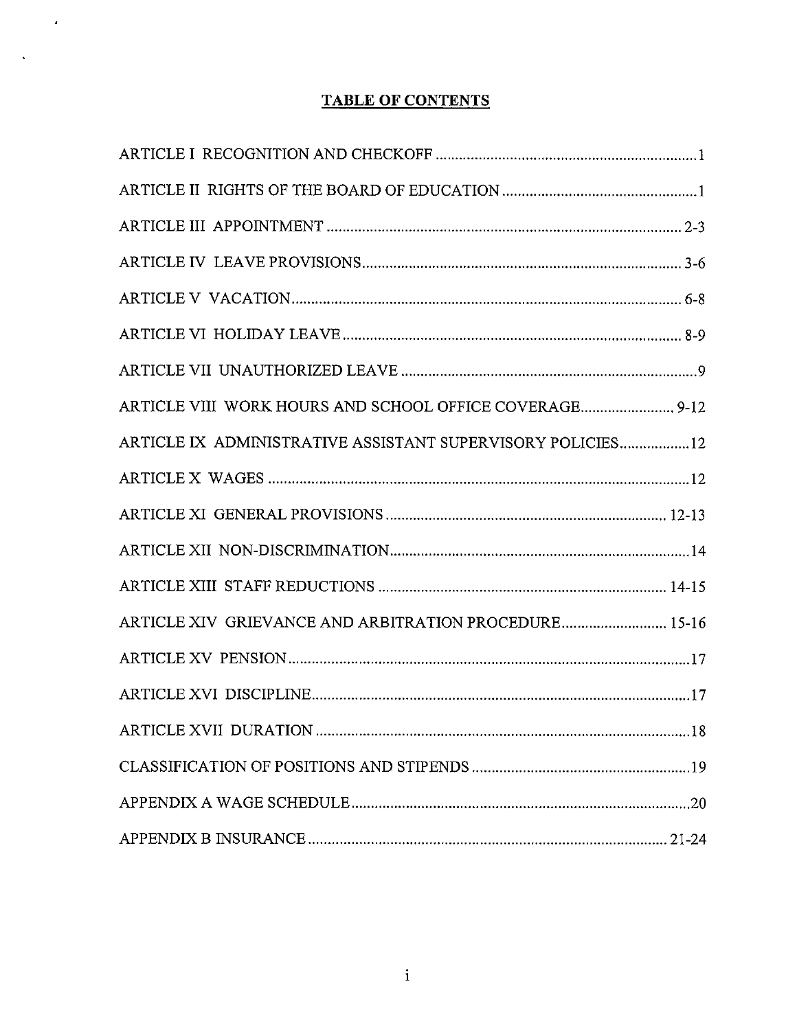# TABLE OF CONTENTS

| | |
|---|---|
| ARTICLE I RECOGNITION AND CHECKOFF | 1 |
| ARTICLE II RIGHTS OF THE BOARD OF EDUCATION | 1 |
| ARTICLE III APPOINTMENT | 2-3 |
| ARTICLE IV LEAVE PROVISIONS | 3-6 |
| ARTICLE V VACATION | 6-8 |
| ARTICLE VI HOLIDAY LEAVE | 8-9 |
| ARTICLE VII UNAUTHORIZED LEAVE | 9 |
| ARTICLE VIII WORK HOURS AND SCHOOL OFFICE COVERAGE | 9-12 |
| ARTICLE IX ADMINISTRATIVE ASSISTANT SUPERVISORY POLICIES | 12 |
| ARTICLE X WAGES | 12 |
| ARTICLE XI GENERAL PROVISIONS | 12-13 |
| ARTICLE XII NON-DISCRIMINATION | 14 |
| ARTICLE XIII STAFF REDUCTIONS | 14-15 |
| ARTICLE XIV GRIEVANCE AND ARBITRATION PROCEDURE | 15-16 |
| ARTICLE XV PENSION | 17 |
| ARTICLE XVI DISCIPLINE | 17 |
| ARTICLE XVII DURATION | 18 |
| CLASSIFICATION OF POSITIONS AND STIPENDS | 19 |
| APPENDIX A WAGE SCHEDULE | 20 |
| APPENDIX B INSURANCE | 21-24 |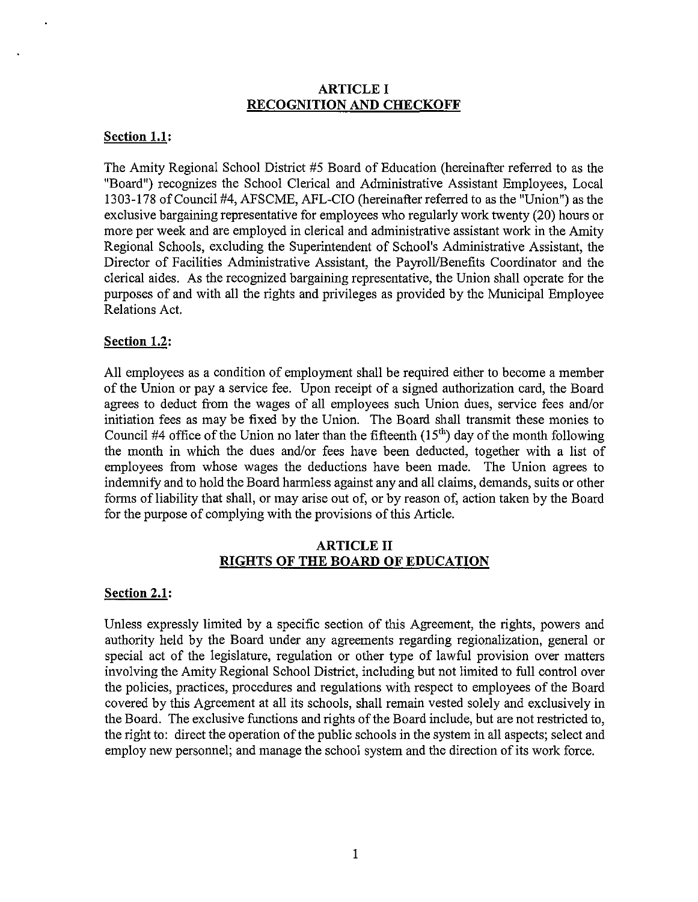# ARTICLE I
## RECOGNITION AND CHECKOFF

**Section 1.1:**

The Amity Regional School District #5 Board of Education (hereinafter referred to as the "Board") recognizes the School Clerical and Administrative Assistant Employees, Local 1303-178 of Council #4, AFSCME, AFL-CIO (hereinafter referred to as the "Union") as the exclusive bargaining representative for employees who regularly work twenty (20) hours or more per week and are employed in clerical and administrative assistant work in the Amity Regional Schools, excluding the Superintendent of School's Administrative Assistant, the Director of Facilities Administrative Assistant, the Payroll/Benefits Coordinator and the clerical aides. As the recognized bargaining representative, the Union shall operate for the purposes of and with all the rights and privileges as provided by the Municipal Employee Relations Act.

**Section 1.2:**

All employees as a condition of employment shall be required either to become a member of the Union or pay a service fee. Upon receipt of a signed authorization card, the Board agrees to deduct from the wages of all employees such Union dues, service fees and/or initiation fees as may be fixed by the Union. The Board shall transmit these monies to Council #4 office of the Union no later than the fifteenth (15th) day of the month following the month in which the dues and/or fees have been deducted, together with a list of employees from whose wages the deductions have been made. The Union agrees to indemnify and to hold the Board harmless against any and all claims, demands, suits or other forms of liability that shall, or may arise out of, or by reason of, action taken by the Board for the purpose of complying with the provisions of this Article.

# ARTICLE II
## RIGHTS OF THE BOARD OF EDUCATION

**Section 2.1:**

Unless expressly limited by a specific section of this Agreement, the rights, powers and authority held by the Board under any agreements regarding regionalization, general or special act of the legislature, regulation or other type of lawful provision over matters involving the Amity Regional School District, including but not limited to full control over the policies, practices, procedures and regulations with respect to employees of the Board covered by this Agreement at all its schools, shall remain vested solely and exclusively in the Board. The exclusive functions and rights of the Board include, but are not restricted to, the right to: direct the operation of the public schools in the system in all aspects; select and employ new personnel; and manage the school system and the direction of its work force.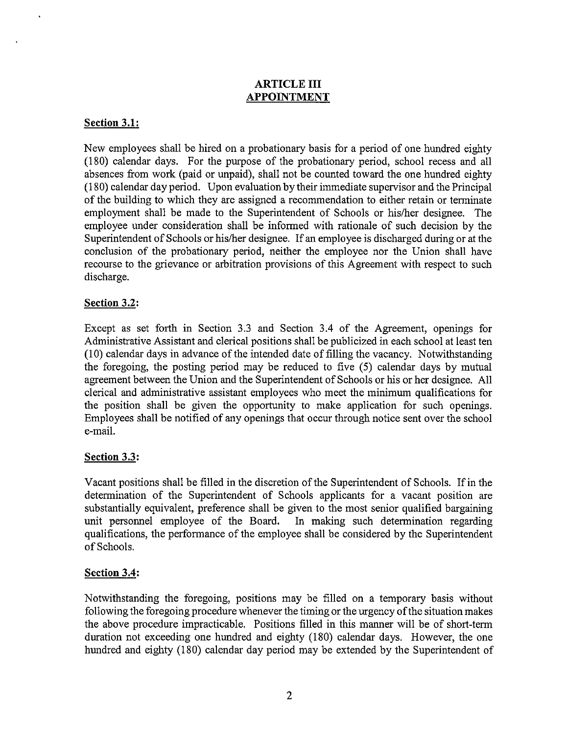# ARTICLE III
## APPOINTMENT

### Section 3.1:

New employees shall be hired on a probationary basis for a period of one hundred eighty (180) calendar days. For the purpose of the probationary period, school recess and all absences from work (paid or unpaid), shall not be counted toward the one hundred eighty (180) calendar day period. Upon evaluation by their immediate supervisor and the Principal of the building to which they are assigned a recommendation to either retain or terminate employment shall be made to the Superintendent of Schools or his/her designee. The employee under consideration shall be informed with rationale of such decision by the Superintendent of Schools or his/her designee. If an employee is discharged during or at the conclusion of the probationary period, neither the employee nor the Union shall have recourse to the grievance or arbitration provisions of this Agreement with respect to such discharge.

### Section 3.2:

Except as set forth in Section 3.3 and Section 3.4 of the Agreement, openings for Administrative Assistant and clerical positions shall be publicized in each school at least ten (10) calendar days in advance of the intended date of filling the vacancy. Notwithstanding the foregoing, the posting period may be reduced to five (5) calendar days by mutual agreement between the Union and the Superintendent of Schools or his or her designee. All clerical and administrative assistant employees who meet the minimum qualifications for the position shall be given the opportunity to make application for such openings. Employees shall be notified of any openings that occur through notice sent over the school e-mail.

### Section 3.3:

Vacant positions shall be filled in the discretion of the Superintendent of Schools. If in the determination of the Superintendent of Schools applicants for a vacant position are substantially equivalent, preference shall be given to the most senior qualified bargaining unit personnel employee of the Board. In making such determination regarding qualifications, the performance of the employee shall be considered by the Superintendent of Schools.

### Section 3.4:

Notwithstanding the foregoing, positions may be filled on a temporary basis without following the foregoing procedure whenever the timing or the urgency of the situation makes the above procedure impracticable. Positions filled in this manner will be of short-term duration not exceeding one hundred and eighty (180) calendar days. However, the one hundred and eighty (180) calendar day period may be extended by the Superintendent of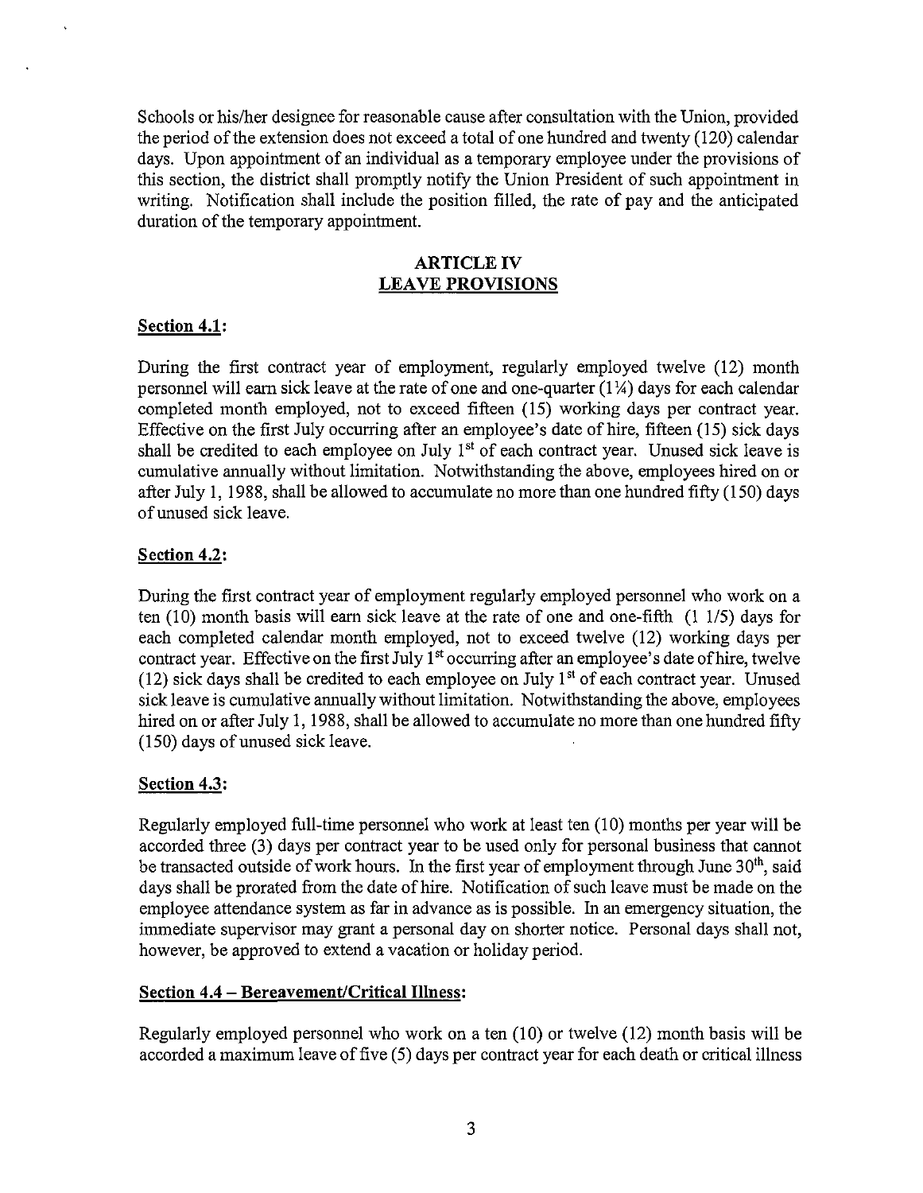Schools or his/her designee for reasonable cause after consultation with the Union, provided the period of the extension does not exceed a total of one hundred and twenty (120) calendar days. Upon appointment of an individual as a temporary employee under the provisions of this section, the district shall promptly notify the Union President of such appointment in writing. Notification shall include the position filled, the rate of pay and the anticipated duration of the temporary appointment.

## ARTICLE IV
## LEAVE PROVISIONS

**Section 4.1:**

During the first contract year of employment, regularly employed twelve (12) month personnel will earn sick leave at the rate of one and one-quarter (1¼) days for each calendar completed month employed, not to exceed fifteen (15) working days per contract year. Effective on the first July occurring after an employee's date of hire, fifteen (15) sick days shall be credited to each employee on July 1st of each contract year. Unused sick leave is cumulative annually without limitation. Notwithstanding the above, employees hired on or after July 1, 1988, shall be allowed to accumulate no more than one hundred fifty (150) days of unused sick leave.

**Section 4.2:**

During the first contract year of employment regularly employed personnel who work on a ten (10) month basis will earn sick leave at the rate of one and one-fifth (1 1/5) days for each completed calendar month employed, not to exceed twelve (12) working days per contract year. Effective on the first July 1st occurring after an employee's date of hire, twelve (12) sick days shall be credited to each employee on July 1st of each contract year. Unused sick leave is cumulative annually without limitation. Notwithstanding the above, employees hired on or after July 1, 1988, shall be allowed to accumulate no more than one hundred fifty (150) days of unused sick leave.

**Section 4.3:**

Regularly employed full-time personnel who work at least ten (10) months per year will be accorded three (3) days per contract year to be used only for personal business that cannot be transacted outside of work hours. In the first year of employment through June 30th, said days shall be prorated from the date of hire. Notification of such leave must be made on the employee attendance system as far in advance as is possible. In an emergency situation, the immediate supervisor may grant a personal day on shorter notice. Personal days shall not, however, be approved to extend a vacation or holiday period.

**Section 4.4 – Bereavement/Critical Illness:**

Regularly employed personnel who work on a ten (10) or twelve (12) month basis will be accorded a maximum leave of five (5) days per contract year for each death or critical illness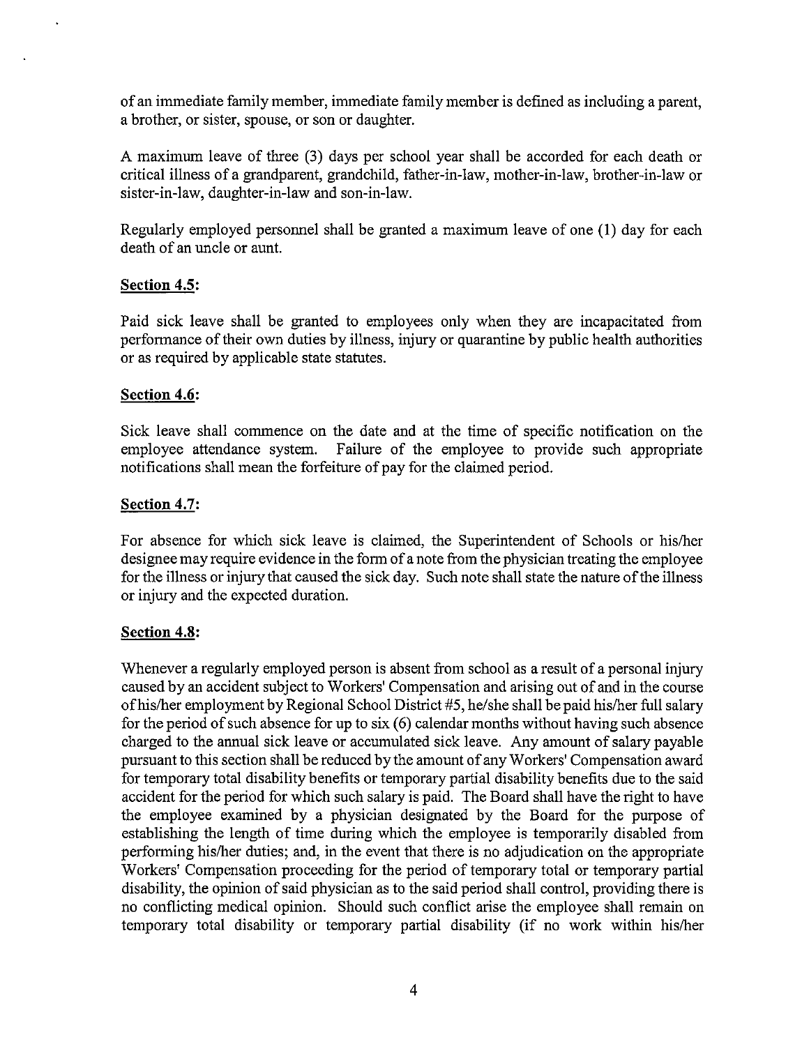of an immediate family member, immediate family member is defined as including a parent, a brother, or sister, spouse, or son or daughter.

A maximum leave of three (3) days per school year shall be accorded for each death or critical illness of a grandparent, grandchild, father-in-law, mother-in-law, brother-in-law or sister-in-law, daughter-in-law and son-in-law.

Regularly employed personnel shall be granted a maximum leave of one (1) day for each death of an uncle or aunt.

**Section 4.5:**

Paid sick leave shall be granted to employees only when they are incapacitated from performance of their own duties by illness, injury or quarantine by public health authorities or as required by applicable state statutes.

**Section 4.6:**

Sick leave shall commence on the date and at the time of specific notification on the employee attendance system. Failure of the employee to provide such appropriate notifications shall mean the forfeiture of pay for the claimed period.

**Section 4.7:**

For absence for which sick leave is claimed, the Superintendent of Schools or his/her designee may require evidence in the form of a note from the physician treating the employee for the illness or injury that caused the sick day. Such note shall state the nature of the illness or injury and the expected duration.

**Section 4.8:**

Whenever a regularly employed person is absent from school as a result of a personal injury caused by an accident subject to Workers' Compensation and arising out of and in the course of his/her employment by Regional School District #5, he/she shall be paid his/her full salary for the period of such absence for up to six (6) calendar months without having such absence charged to the annual sick leave or accumulated sick leave. Any amount of salary payable pursuant to this section shall be reduced by the amount of any Workers' Compensation award for temporary total disability benefits or temporary partial disability benefits due to the said accident for the period for which such salary is paid. The Board shall have the right to have the employee examined by a physician designated by the Board for the purpose of establishing the length of time during which the employee is temporarily disabled from performing his/her duties; and, in the event that there is no adjudication on the appropriate Workers' Compensation proceeding for the period of temporary total or temporary partial disability, the opinion of said physician as to the said period shall control, providing there is no conflicting medical opinion. Should such conflict arise the employee shall remain on temporary total disability or temporary partial disability (if no work within his/her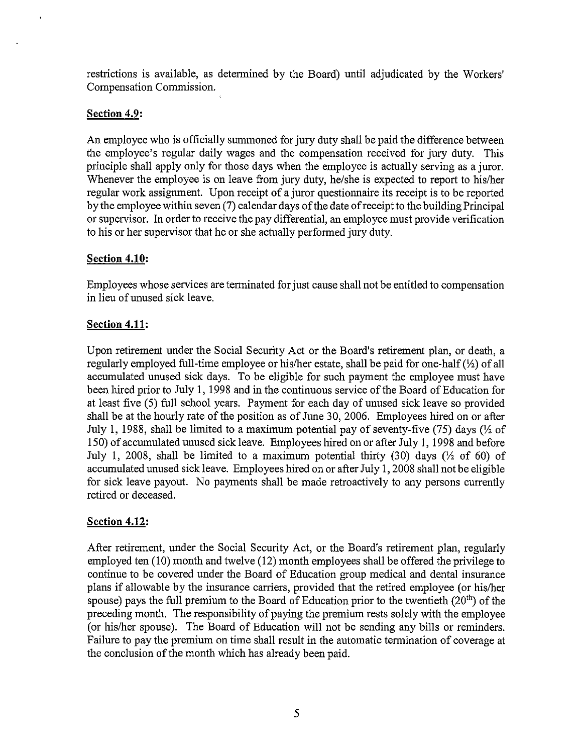restrictions is available, as determined by the Board) until adjudicated by the Workers' Compensation Commission.

**Section 4.9:**

An employee who is officially summoned for jury duty shall be paid the difference between the employee's regular daily wages and the compensation received for jury duty. This principle shall apply only for those days when the employee is actually serving as a juror. Whenever the employee is on leave from jury duty, he/she is expected to report to his/her regular work assignment. Upon receipt of a juror questionnaire its receipt is to be reported by the employee within seven (7) calendar days of the date of receipt to the building Principal or supervisor. In order to receive the pay differential, an employee must provide verification to his or her supervisor that he or she actually performed jury duty.

**Section 4.10:**

Employees whose services are terminated for just cause shall not be entitled to compensation in lieu of unused sick leave.

**Section 4.11:**

Upon retirement under the Social Security Act or the Board's retirement plan, or death, a regularly employed full-time employee or his/her estate, shall be paid for one-half (½) of all accumulated unused sick days. To be eligible for such payment the employee must have been hired prior to July 1, 1998 and in the continuous service of the Board of Education for at least five (5) full school years. Payment for each day of unused sick leave so provided shall be at the hourly rate of the position as of June 30, 2006. Employees hired on or after July 1, 1988, shall be limited to a maximum potential pay of seventy-five (75) days (½ of 150) of accumulated unused sick leave. Employees hired on or after July 1, 1998 and before July 1, 2008, shall be limited to a maximum potential thirty (30) days (½ of 60) of accumulated unused sick leave. Employees hired on or after July 1, 2008 shall not be eligible for sick leave payout. No payments shall be made retroactively to any persons currently retired or deceased.

**Section 4.12:**

After retirement, under the Social Security Act, or the Board's retirement plan, regularly employed ten (10) month and twelve (12) month employees shall be offered the privilege to continue to be covered under the Board of Education group medical and dental insurance plans if allowable by the insurance carriers, provided that the retired employee (or his/her spouse) pays the full premium to the Board of Education prior to the twentieth (20th) of the preceding month. The responsibility of paying the premium rests solely with the employee (or his/her spouse). The Board of Education will not be sending any bills or reminders. Failure to pay the premium on time shall result in the automatic termination of coverage at the conclusion of the month which has already been paid.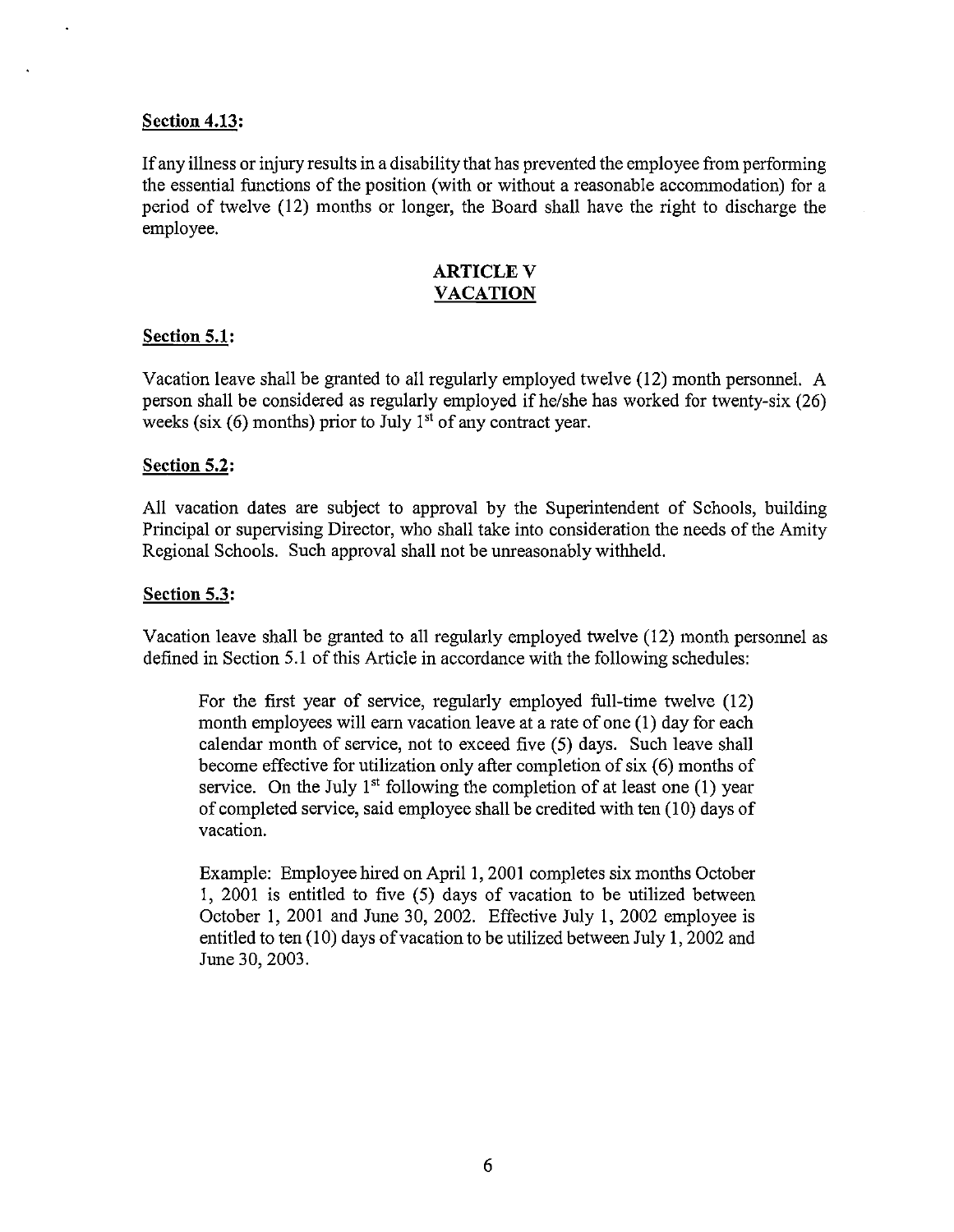**Section 4.13:**

If any illness or injury results in a disability that has prevented the employee from performing the essential functions of the position (with or without a reasonable accommodation) for a period of twelve (12) months or longer, the Board shall have the right to discharge the employee.

## ARTICLE V
## VACATION

**Section 5.1:**

Vacation leave shall be granted to all regularly employed twelve (12) month personnel. A person shall be considered as regularly employed if he/she has worked for twenty-six (26) weeks (six (6) months) prior to July 1st of any contract year.

**Section 5.2:**

All vacation dates are subject to approval by the Superintendent of Schools, building Principal or supervising Director, who shall take into consideration the needs of the Amity Regional Schools. Such approval shall not be unreasonably withheld.

**Section 5.3:**

Vacation leave shall be granted to all regularly employed twelve (12) month personnel as defined in Section 5.1 of this Article in accordance with the following schedules:

> For the first year of service, regularly employed full-time twelve (12) month employees will earn vacation leave at a rate of one (1) day for each calendar month of service, not to exceed five (5) days. Such leave shall become effective for utilization only after completion of six (6) months of service. On the July 1st following the completion of at least one (1) year of completed service, said employee shall be credited with ten (10) days of vacation.
>
> Example: Employee hired on April 1, 2001 completes six months October 1, 2001 is entitled to five (5) days of vacation to be utilized between October 1, 2001 and June 30, 2002. Effective July 1, 2002 employee is entitled to ten (10) days of vacation to be utilized between July 1, 2002 and June 30, 2003.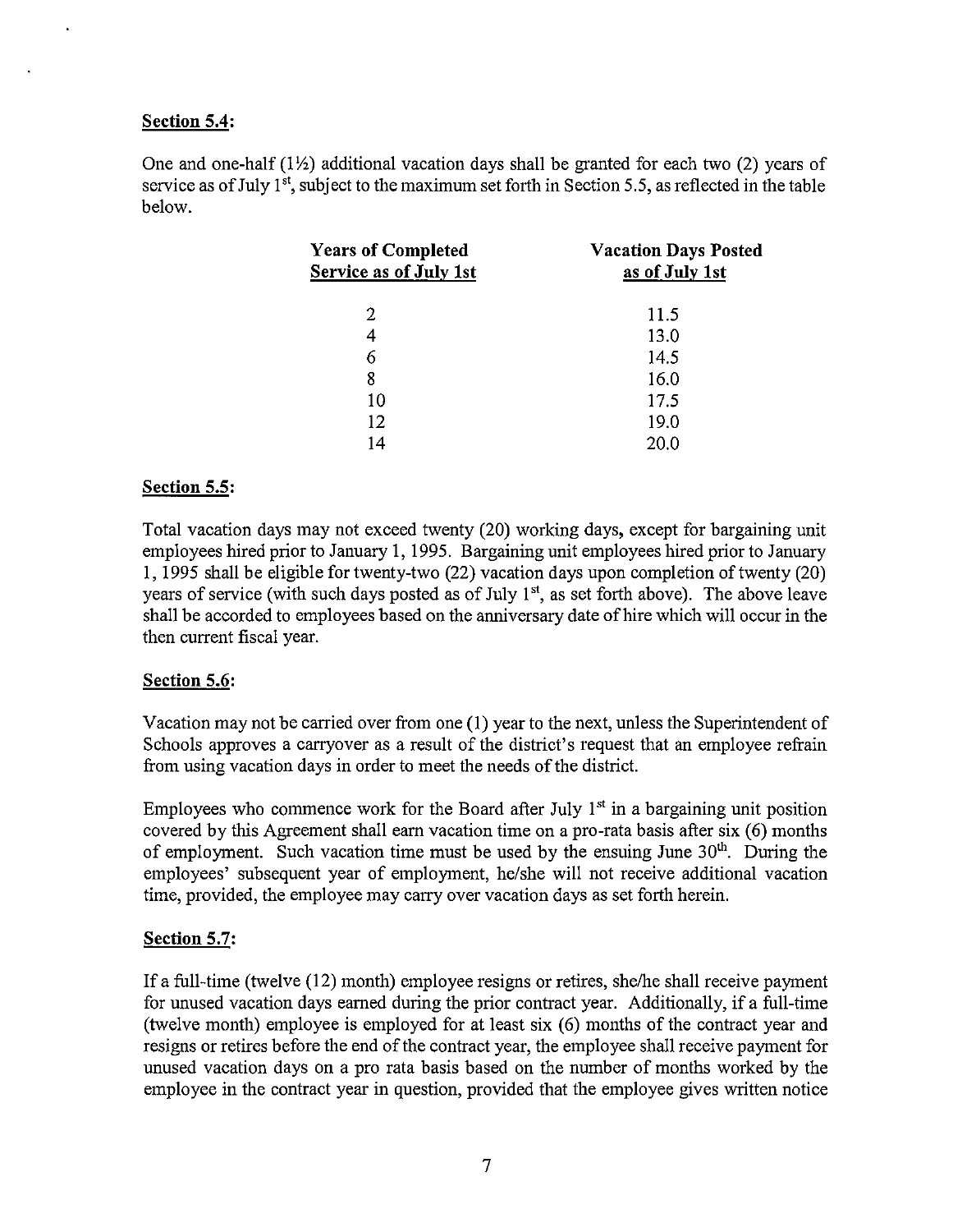**Section 5.4:**

One and one-half (1½) additional vacation days shall be granted for each two (2) years of service as of July 1st, subject to the maximum set forth in Section 5.5, as reflected in the table below.

| **Years of Completed Service as of July 1st** | **Vacation Days Posted as of July 1st** |
|---|---|
| 2 | 11.5 |
| 4 | 13.0 |
| 6 | 14.5 |
| 8 | 16.0 |
| 10 | 17.5 |
| 12 | 19.0 |
| 14 | 20.0 |

**Section 5.5:**

Total vacation days may not exceed twenty (20) working days, except for bargaining unit employees hired prior to January 1, 1995. Bargaining unit employees hired prior to January 1, 1995 shall be eligible for twenty-two (22) vacation days upon completion of twenty (20) years of service (with such days posted as of July 1st, as set forth above). The above leave shall be accorded to employees based on the anniversary date of hire which will occur in the then current fiscal year.

**Section 5.6:**

Vacation may not be carried over from one (1) year to the next, unless the Superintendent of Schools approves a carryover as a result of the district's request that an employee refrain from using vacation days in order to meet the needs of the district.

Employees who commence work for the Board after July 1st in a bargaining unit position covered by this Agreement shall earn vacation time on a pro-rata basis after six (6) months of employment. Such vacation time must be used by the ensuing June 30th. During the employees' subsequent year of employment, he/she will not receive additional vacation time, provided, the employee may carry over vacation days as set forth herein.

**Section 5.7:**

If a full-time (twelve (12) month) employee resigns or retires, she/he shall receive payment for unused vacation days earned during the prior contract year. Additionally, if a full-time (twelve month) employee is employed for at least six (6) months of the contract year and resigns or retires before the end of the contract year, the employee shall receive payment for unused vacation days on a pro rata basis based on the number of months worked by the employee in the contract year in question, provided that the employee gives written notice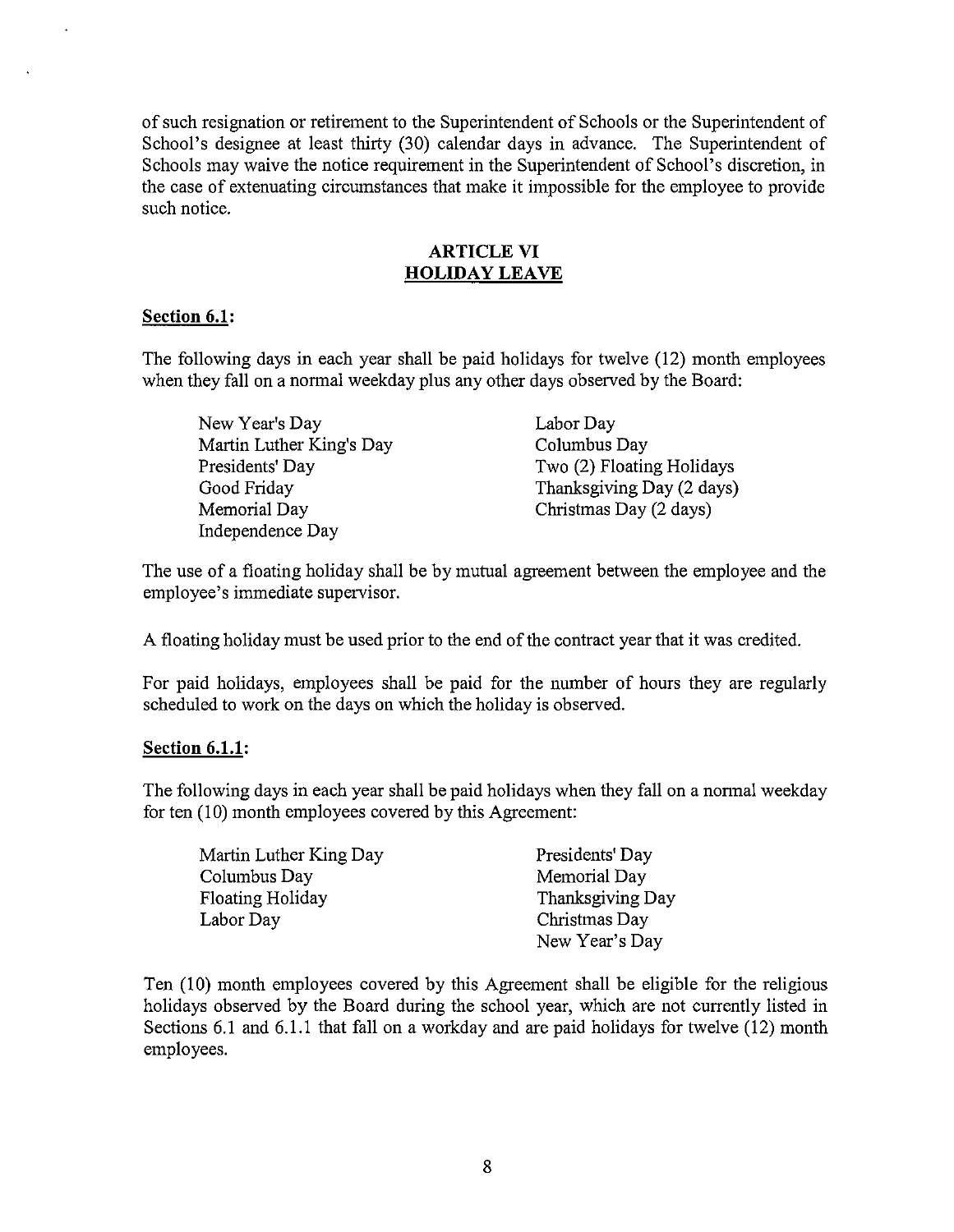of such resignation or retirement to the Superintendent of Schools or the Superintendent of School's designee at least thirty (30) calendar days in advance. The Superintendent of Schools may waive the notice requirement in the Superintendent of School's discretion, in the case of extenuating circumstances that make it impossible for the employee to provide such notice.

## ARTICLE VI
## HOLIDAY LEAVE

**Section 6.1:**

The following days in each year shall be paid holidays for twelve (12) month employees when they fall on a normal weekday plus any other days observed by the Board:

- New Year's Day
- Martin Luther King's Day
- Presidents' Day
- Good Friday
- Memorial Day
- Independence Day
- Labor Day
- Columbus Day
- Two (2) Floating Holidays
- Thanksgiving Day (2 days)
- Christmas Day (2 days)

The use of a floating holiday shall be by mutual agreement between the employee and the employee's immediate supervisor.

A floating holiday must be used prior to the end of the contract year that it was credited.

For paid holidays, employees shall be paid for the number of hours they are regularly scheduled to work on the days on which the holiday is observed.

**Section 6.1.1:**

The following days in each year shall be paid holidays when they fall on a normal weekday for ten (10) month employees covered by this Agreement:

- Martin Luther King Day
- Columbus Day
- Floating Holiday
- Labor Day
- Presidents' Day
- Memorial Day
- Thanksgiving Day
- Christmas Day
- New Year's Day

Ten (10) month employees covered by this Agreement shall be eligible for the religious holidays observed by the Board during the school year, which are not currently listed in Sections 6.1 and 6.1.1 that fall on a workday and are paid holidays for twelve (12) month employees.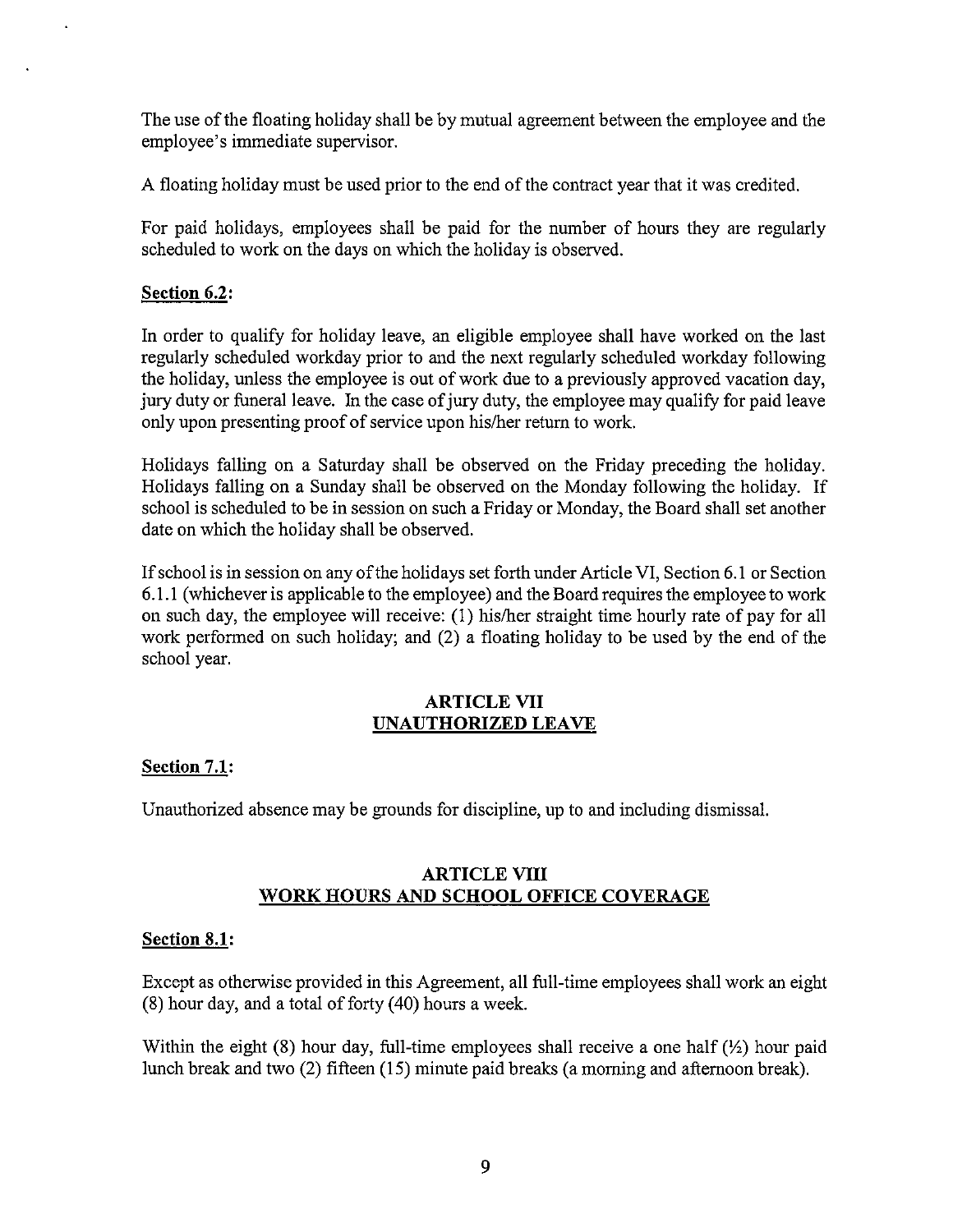The use of the floating holiday shall be by mutual agreement between the employee and the employee's immediate supervisor.

A floating holiday must be used prior to the end of the contract year that it was credited.

For paid holidays, employees shall be paid for the number of hours they are regularly scheduled to work on the days on which the holiday is observed.

**Section 6.2:**

In order to qualify for holiday leave, an eligible employee shall have worked on the last regularly scheduled workday prior to and the next regularly scheduled workday following the holiday, unless the employee is out of work due to a previously approved vacation day, jury duty or funeral leave. In the case of jury duty, the employee may qualify for paid leave only upon presenting proof of service upon his/her return to work.

Holidays falling on a Saturday shall be observed on the Friday preceding the holiday. Holidays falling on a Sunday shall be observed on the Monday following the holiday. If school is scheduled to be in session on such a Friday or Monday, the Board shall set another date on which the holiday shall be observed.

If school is in session on any of the holidays set forth under Article VI, Section 6.1 or Section 6.1.1 (whichever is applicable to the employee) and the Board requires the employee to work on such day, the employee will receive: (1) his/her straight time hourly rate of pay for all work performed on such holiday; and (2) a floating holiday to be used by the end of the school year.

## ARTICLE VII
## UNAUTHORIZED LEAVE

**Section 7.1:**

Unauthorized absence may be grounds for discipline, up to and including dismissal.

## ARTICLE VIII
## WORK HOURS AND SCHOOL OFFICE COVERAGE

**Section 8.1:**

Except as otherwise provided in this Agreement, all full-time employees shall work an eight (8) hour day, and a total of forty (40) hours a week.

Within the eight (8) hour day, full-time employees shall receive a one half (½) hour paid lunch break and two (2) fifteen (15) minute paid breaks (a morning and afternoon break).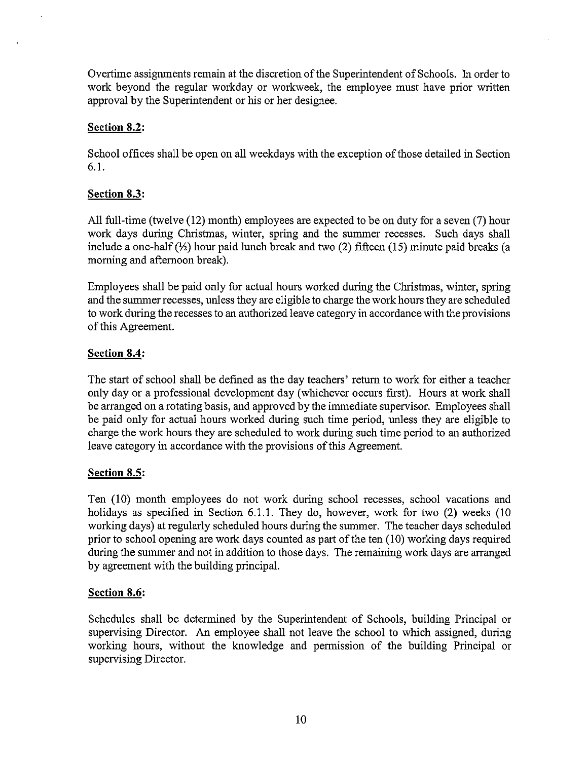Overtime assignments remain at the discretion of the Superintendent of Schools. In order to work beyond the regular workday or workweek, the employee must have prior written approval by the Superintendent or his or her designee.

**Section 8.2:**

School offices shall be open on all weekdays with the exception of those detailed in Section 6.1.

**Section 8.3:**

All full-time (twelve (12) month) employees are expected to be on duty for a seven (7) hour work days during Christmas, winter, spring and the summer recesses. Such days shall include a one-half (½) hour paid lunch break and two (2) fifteen (15) minute paid breaks (a morning and afternoon break).

Employees shall be paid only for actual hours worked during the Christmas, winter, spring and the summer recesses, unless they are eligible to charge the work hours they are scheduled to work during the recesses to an authorized leave category in accordance with the provisions of this Agreement.

**Section 8.4:**

The start of school shall be defined as the day teachers' return to work for either a teacher only day or a professional development day (whichever occurs first). Hours at work shall be arranged on a rotating basis, and approved by the immediate supervisor. Employees shall be paid only for actual hours worked during such time period, unless they are eligible to charge the work hours they are scheduled to work during such time period to an authorized leave category in accordance with the provisions of this Agreement.

**Section 8.5:**

Ten (10) month employees do not work during school recesses, school vacations and holidays as specified in Section 6.1.1. They do, however, work for two (2) weeks (10 working days) at regularly scheduled hours during the summer. The teacher days scheduled prior to school opening are work days counted as part of the ten (10) working days required during the summer and not in addition to those days. The remaining work days are arranged by agreement with the building principal.

**Section 8.6:**

Schedules shall be determined by the Superintendent of Schools, building Principal or supervising Director. An employee shall not leave the school to which assigned, during working hours, without the knowledge and permission of the building Principal or supervising Director.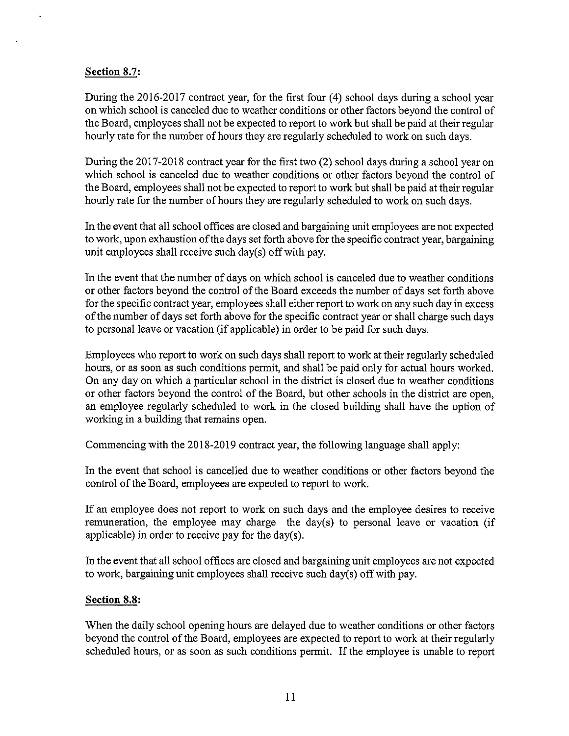**Section 8.7:**

During the 2016-2017 contract year, for the first four (4) school days during a school year on which school is canceled due to weather conditions or other factors beyond the control of the Board, employees shall not be expected to report to work but shall be paid at their regular hourly rate for the number of hours they are regularly scheduled to work on such days.

During the 2017-2018 contract year for the first two (2) school days during a school year on which school is canceled due to weather conditions or other factors beyond the control of the Board, employees shall not be expected to report to work but shall be paid at their regular hourly rate for the number of hours they are regularly scheduled to work on such days.

In the event that all school offices are closed and bargaining unit employees are not expected to work, upon exhaustion of the days set forth above for the specific contract year, bargaining unit employees shall receive such day(s) off with pay.

In the event that the number of days on which school is canceled due to weather conditions or other factors beyond the control of the Board exceeds the number of days set forth above for the specific contract year, employees shall either report to work on any such day in excess of the number of days set forth above for the specific contract year or shall charge such days to personal leave or vacation (if applicable) in order to be paid for such days.

Employees who report to work on such days shall report to work at their regularly scheduled hours, or as soon as such conditions permit, and shall be paid only for actual hours worked. On any day on which a particular school in the district is closed due to weather conditions or other factors beyond the control of the Board, but other schools in the district are open, an employee regularly scheduled to work in the closed building shall have the option of working in a building that remains open.

Commencing with the 2018-2019 contract year, the following language shall apply:

In the event that school is cancelled due to weather conditions or other factors beyond the control of the Board, employees are expected to report to work.

If an employee does not report to work on such days and the employee desires to receive remuneration, the employee may charge the day(s) to personal leave or vacation (if applicable) in order to receive pay for the day(s).

In the event that all school offices are closed and bargaining unit employees are not expected to work, bargaining unit employees shall receive such day(s) off with pay.

**Section 8.8:**

When the daily school opening hours are delayed due to weather conditions or other factors beyond the control of the Board, employees are expected to report to work at their regularly scheduled hours, or as soon as such conditions permit. If the employee is unable to report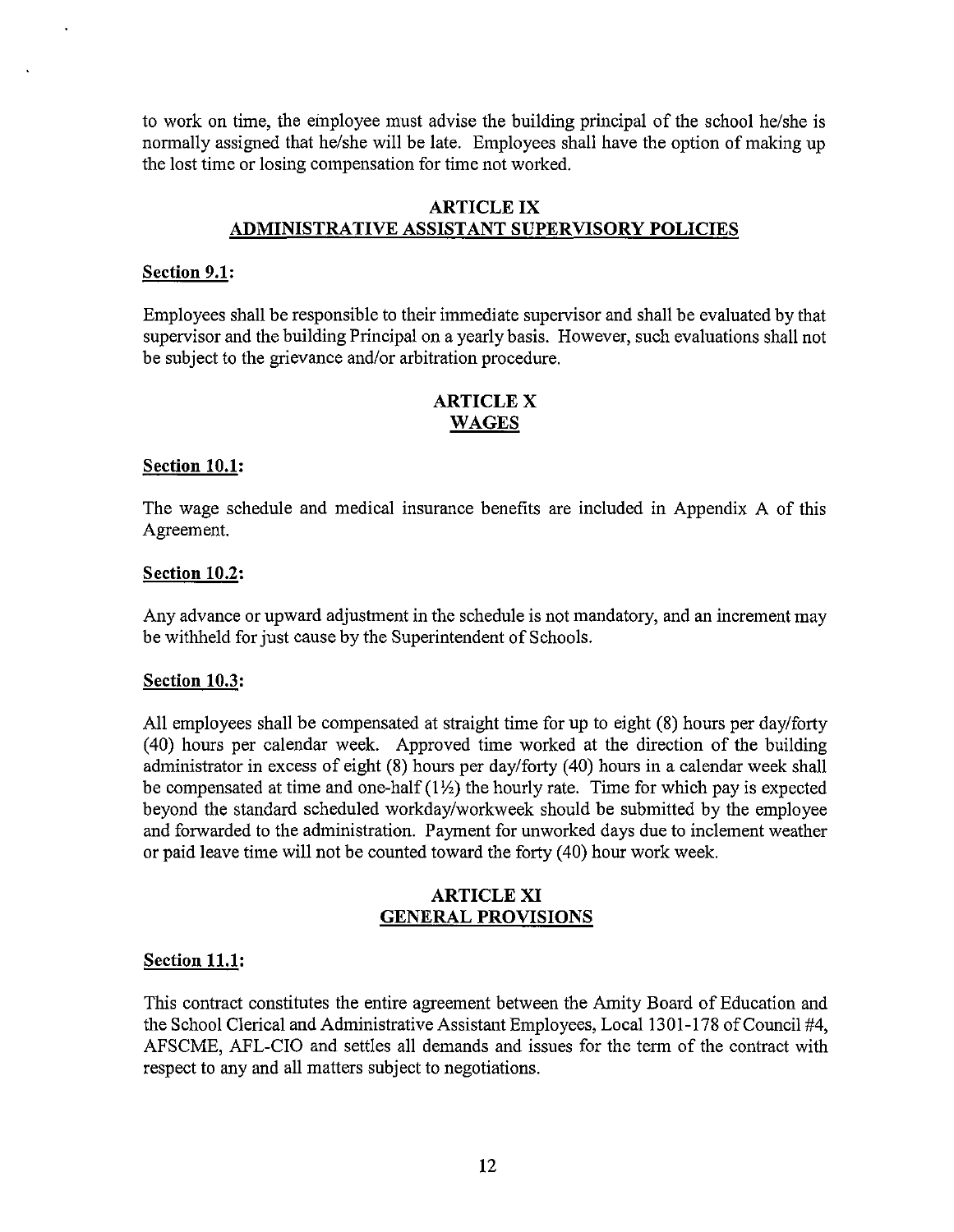to work on time, the employee must advise the building principal of the school he/she is normally assigned that he/she will be late. Employees shall have the option of making up the lost time or losing compensation for time not worked.

## ARTICLE IX
## ADMINISTRATIVE ASSISTANT SUPERVISORY POLICIES

**Section 9.1:**

Employees shall be responsible to their immediate supervisor and shall be evaluated by that supervisor and the building Principal on a yearly basis. However, such evaluations shall not be subject to the grievance and/or arbitration procedure.

## ARTICLE X
## WAGES

**Section 10.1:**

The wage schedule and medical insurance benefits are included in Appendix A of this Agreement.

**Section 10.2:**

Any advance or upward adjustment in the schedule is not mandatory, and an increment may be withheld for just cause by the Superintendent of Schools.

**Section 10.3:**

All employees shall be compensated at straight time for up to eight (8) hours per day/forty (40) hours per calendar week. Approved time worked at the direction of the building administrator in excess of eight (8) hours per day/forty (40) hours in a calendar week shall be compensated at time and one-half (1½) the hourly rate. Time for which pay is expected beyond the standard scheduled workday/workweek should be submitted by the employee and forwarded to the administration. Payment for unworked days due to inclement weather or paid leave time will not be counted toward the forty (40) hour work week.

## ARTICLE XI
## GENERAL PROVISIONS

**Section 11.1:**

This contract constitutes the entire agreement between the Amity Board of Education and the School Clerical and Administrative Assistant Employees, Local 1301-178 of Council #4, AFSCME, AFL-CIO and settles all demands and issues for the term of the contract with respect to any and all matters subject to negotiations.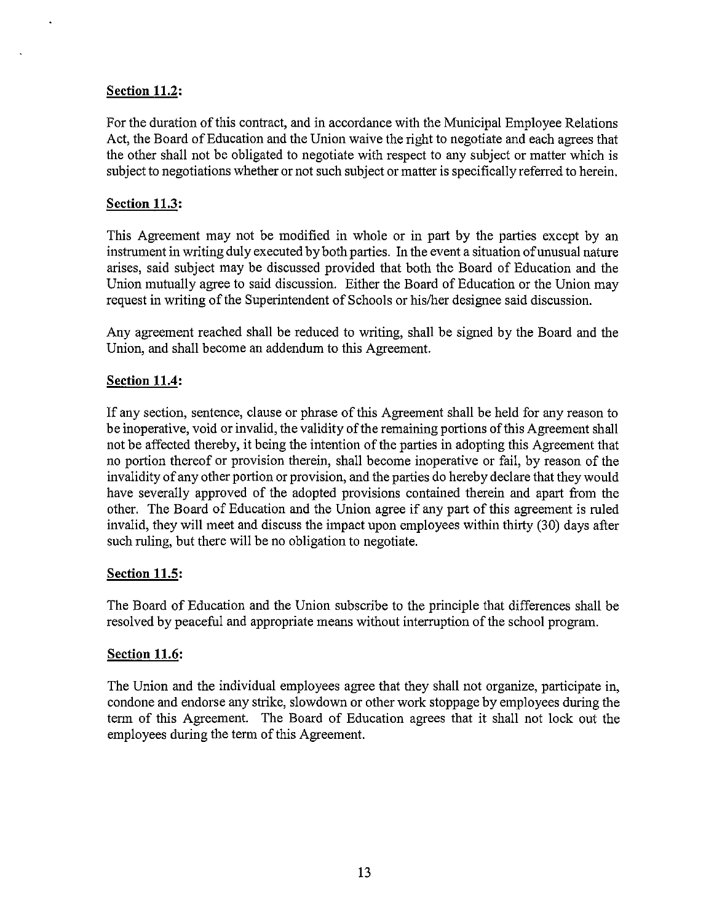**Section 11.2:**

For the duration of this contract, and in accordance with the Municipal Employee Relations Act, the Board of Education and the Union waive the right to negotiate and each agrees that the other shall not be obligated to negotiate with respect to any subject or matter which is subject to negotiations whether or not such subject or matter is specifically referred to herein.

**Section 11.3:**

This Agreement may not be modified in whole or in part by the parties except by an instrument in writing duly executed by both parties. In the event a situation of unusual nature arises, said subject may be discussed provided that both the Board of Education and the Union mutually agree to said discussion. Either the Board of Education or the Union may request in writing of the Superintendent of Schools or his/her designee said discussion.

Any agreement reached shall be reduced to writing, shall be signed by the Board and the Union, and shall become an addendum to this Agreement.

**Section 11.4:**

If any section, sentence, clause or phrase of this Agreement shall be held for any reason to be inoperative, void or invalid, the validity of the remaining portions of this Agreement shall not be affected thereby, it being the intention of the parties in adopting this Agreement that no portion thereof or provision therein, shall become inoperative or fail, by reason of the invalidity of any other portion or provision, and the parties do hereby declare that they would have severally approved of the adopted provisions contained therein and apart from the other. The Board of Education and the Union agree if any part of this agreement is ruled invalid, they will meet and discuss the impact upon employees within thirty (30) days after such ruling, but there will be no obligation to negotiate.

**Section 11.5:**

The Board of Education and the Union subscribe to the principle that differences shall be resolved by peaceful and appropriate means without interruption of the school program.

**Section 11.6:**

The Union and the individual employees agree that they shall not organize, participate in, condone and endorse any strike, slowdown or other work stoppage by employees during the term of this Agreement. The Board of Education agrees that it shall not lock out the employees during the term of this Agreement.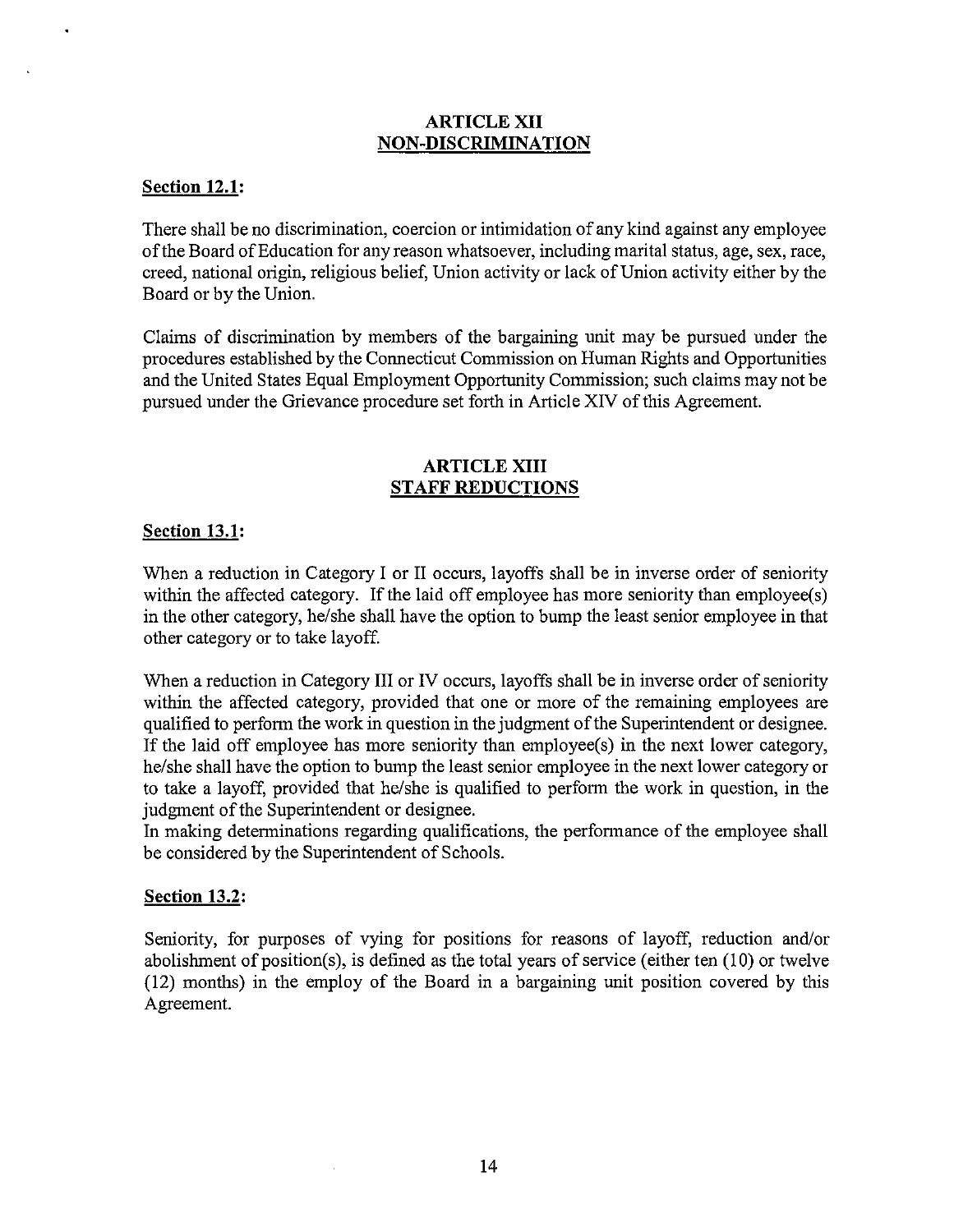## ARTICLE XII
## NON-DISCRIMINATION

**Section 12.1:**

There shall be no discrimination, coercion or intimidation of any kind against any employee of the Board of Education for any reason whatsoever, including marital status, age, sex, race, creed, national origin, religious belief, Union activity or lack of Union activity either by the Board or by the Union.

Claims of discrimination by members of the bargaining unit may be pursued under the procedures established by the Connecticut Commission on Human Rights and Opportunities and the United States Equal Employment Opportunity Commission; such claims may not be pursued under the Grievance procedure set forth in Article XIV of this Agreement.

## ARTICLE XIII
## STAFF REDUCTIONS

**Section 13.1:**

When a reduction in Category I or II occurs, layoffs shall be in inverse order of seniority within the affected category. If the laid off employee has more seniority than employee(s) in the other category, he/she shall have the option to bump the least senior employee in that other category or to take layoff.

When a reduction in Category III or IV occurs, layoffs shall be in inverse order of seniority within the affected category, provided that one or more of the remaining employees are qualified to perform the work in question in the judgment of the Superintendent or designee. If the laid off employee has more seniority than employee(s) in the next lower category, he/she shall have the option to bump the least senior employee in the next lower category or to take a layoff, provided that he/she is qualified to perform the work in question, in the judgment of the Superintendent or designee.
In making determinations regarding qualifications, the performance of the employee shall be considered by the Superintendent of Schools.

**Section 13.2:**

Seniority, for purposes of vying for positions for reasons of layoff, reduction and/or abolishment of position(s), is defined as the total years of service (either ten (10) or twelve (12) months) in the employ of the Board in a bargaining unit position covered by this Agreement.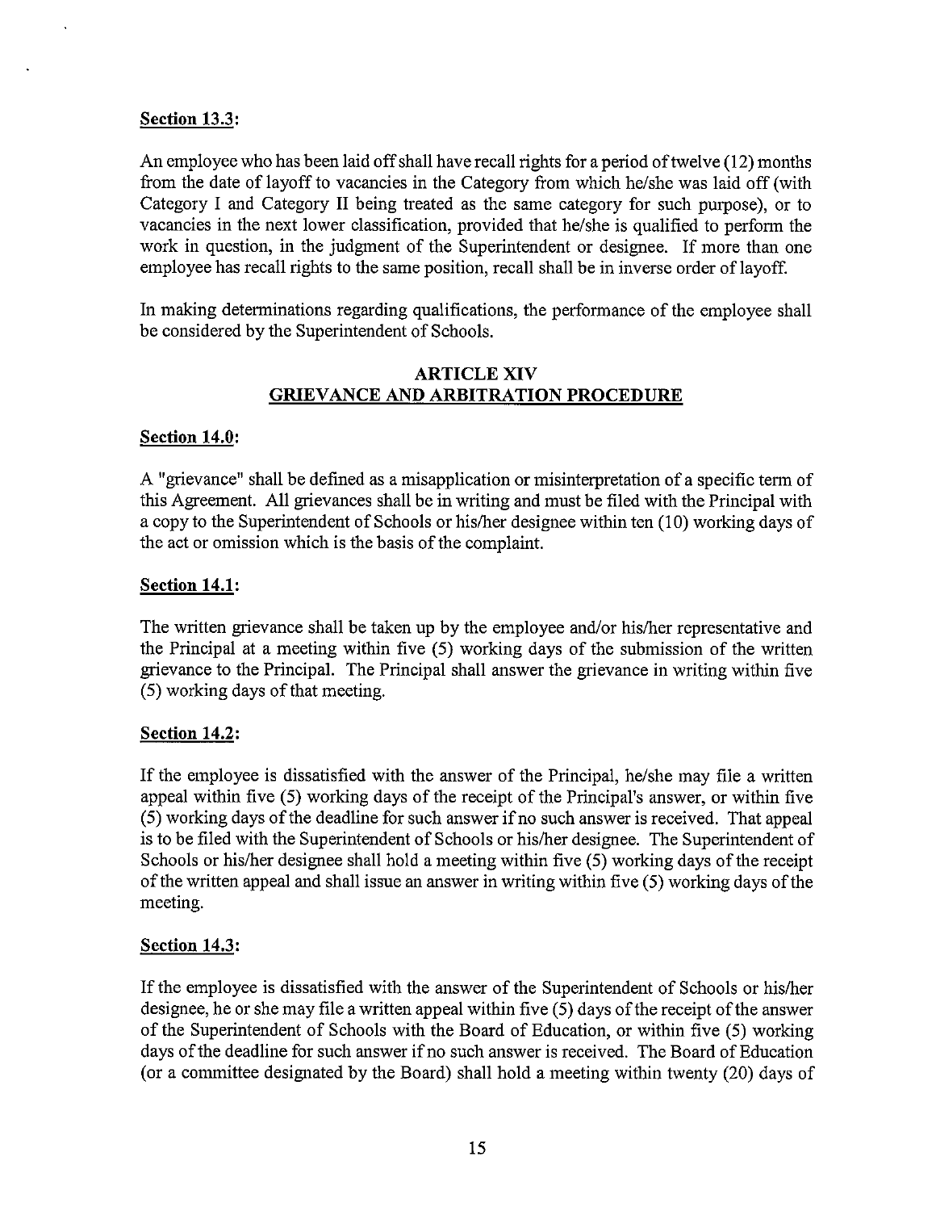**Section 13.3:**

An employee who has been laid off shall have recall rights for a period of twelve (12) months from the date of layoff to vacancies in the Category from which he/she was laid off (with Category I and Category II being treated as the same category for such purpose), or to vacancies in the next lower classification, provided that he/she is qualified to perform the work in question, in the judgment of the Superintendent or designee. If more than one employee has recall rights to the same position, recall shall be in inverse order of layoff.

In making determinations regarding qualifications, the performance of the employee shall be considered by the Superintendent of Schools.

## ARTICLE XIV
## GRIEVANCE AND ARBITRATION PROCEDURE

**Section 14.0:**

A "grievance" shall be defined as a misapplication or misinterpretation of a specific term of this Agreement. All grievances shall be in writing and must be filed with the Principal with a copy to the Superintendent of Schools or his/her designee within ten (10) working days of the act or omission which is the basis of the complaint.

**Section 14.1:**

The written grievance shall be taken up by the employee and/or his/her representative and the Principal at a meeting within five (5) working days of the submission of the written grievance to the Principal. The Principal shall answer the grievance in writing within five (5) working days of that meeting.

**Section 14.2:**

If the employee is dissatisfied with the answer of the Principal, he/she may file a written appeal within five (5) working days of the receipt of the Principal's answer, or within five (5) working days of the deadline for such answer if no such answer is received. That appeal is to be filed with the Superintendent of Schools or his/her designee. The Superintendent of Schools or his/her designee shall hold a meeting within five (5) working days of the receipt of the written appeal and shall issue an answer in writing within five (5) working days of the meeting.

**Section 14.3:**

If the employee is dissatisfied with the answer of the Superintendent of Schools or his/her designee, he or she may file a written appeal within five (5) days of the receipt of the answer of the Superintendent of Schools with the Board of Education, or within five (5) working days of the deadline for such answer if no such answer is received. The Board of Education (or a committee designated by the Board) shall hold a meeting within twenty (20) days of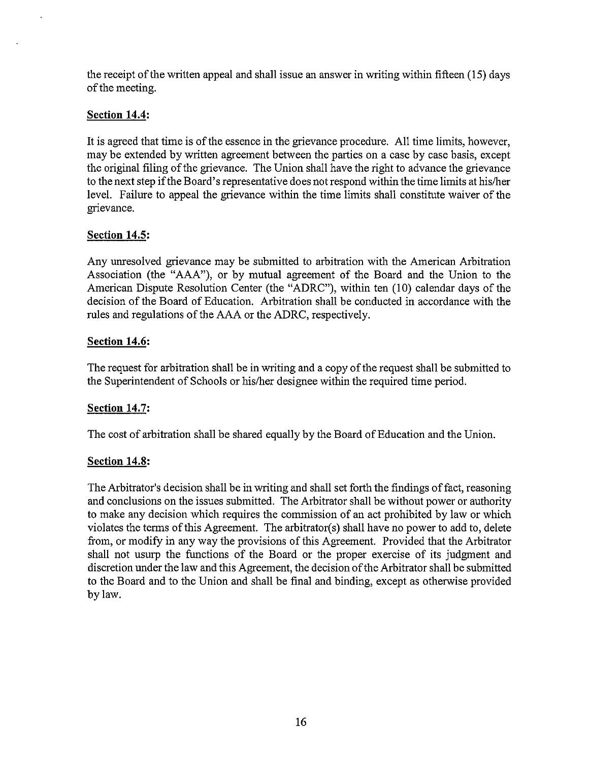the receipt of the written appeal and shall issue an answer in writing within fifteen (15) days of the meeting.

**Section 14.4:**

It is agreed that time is of the essence in the grievance procedure. All time limits, however, may be extended by written agreement between the parties on a case by case basis, except the original filing of the grievance. The Union shall have the right to advance the grievance to the next step if the Board's representative does not respond within the time limits at his/her level. Failure to appeal the grievance within the time limits shall constitute waiver of the grievance.

**Section 14.5:**

Any unresolved grievance may be submitted to arbitration with the American Arbitration Association (the "AAA"), or by mutual agreement of the Board and the Union to the American Dispute Resolution Center (the "ADRC"), within ten (10) calendar days of the decision of the Board of Education. Arbitration shall be conducted in accordance with the rules and regulations of the AAA or the ADRC, respectively.

**Section 14.6:**

The request for arbitration shall be in writing and a copy of the request shall be submitted to the Superintendent of Schools or his/her designee within the required time period.

**Section 14.7:**

The cost of arbitration shall be shared equally by the Board of Education and the Union.

**Section 14.8:**

The Arbitrator's decision shall be in writing and shall set forth the findings of fact, reasoning and conclusions on the issues submitted. The Arbitrator shall be without power or authority to make any decision which requires the commission of an act prohibited by law or which violates the terms of this Agreement. The arbitrator(s) shall have no power to add to, delete from, or modify in any way the provisions of this Agreement. Provided that the Arbitrator shall not usurp the functions of the Board or the proper exercise of its judgment and discretion under the law and this Agreement, the decision of the Arbitrator shall be submitted to the Board and to the Union and shall be final and binding, except as otherwise provided by law.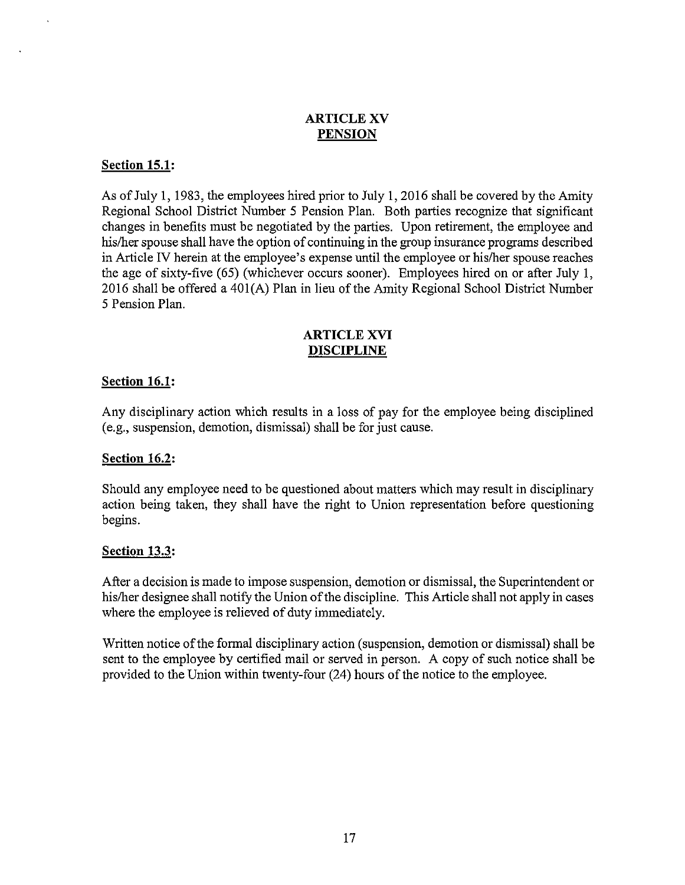## ARTICLE XV
## PENSION

**Section 15.1:**

As of July 1, 1983, the employees hired prior to July 1, 2016 shall be covered by the Amity Regional School District Number 5 Pension Plan. Both parties recognize that significant changes in benefits must be negotiated by the parties. Upon retirement, the employee and his/her spouse shall have the option of continuing in the group insurance programs described in Article IV herein at the employee's expense until the employee or his/her spouse reaches the age of sixty-five (65) (whichever occurs sooner). Employees hired on or after July 1, 2016 shall be offered a 401(A) Plan in lieu of the Amity Regional School District Number 5 Pension Plan.

## ARTICLE XVI
## DISCIPLINE

**Section 16.1:**

Any disciplinary action which results in a loss of pay for the employee being disciplined (e.g., suspension, demotion, dismissal) shall be for just cause.

**Section 16.2:**

Should any employee need to be questioned about matters which may result in disciplinary action being taken, they shall have the right to Union representation before questioning begins.

**Section 13.3:**

After a decision is made to impose suspension, demotion or dismissal, the Superintendent or his/her designee shall notify the Union of the discipline. This Article shall not apply in cases where the employee is relieved of duty immediately.

Written notice of the formal disciplinary action (suspension, demotion or dismissal) shall be sent to the employee by certified mail or served in person. A copy of such notice shall be provided to the Union within twenty-four (24) hours of the notice to the employee.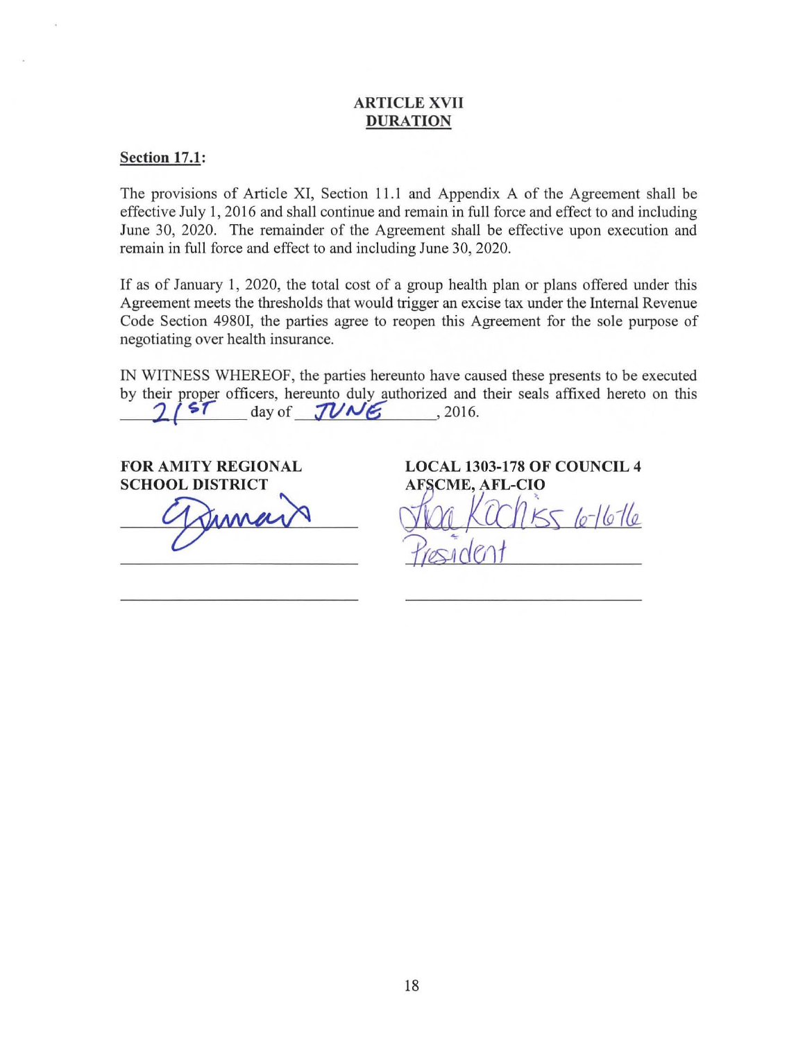## ARTICLE XVII
## DURATION

**Section 17.1:**

The provisions of Article XI, Section 11.1 and Appendix A of the Agreement shall be effective July 1, 2016 and shall continue and remain in full force and effect to and including June 30, 2020. The remainder of the Agreement shall be effective upon execution and remain in full force and effect to and including June 30, 2020.

If as of January 1, 2020, the total cost of a group health plan or plans offered under this Agreement meets the thresholds that would trigger an excise tax under the Internal Revenue Code Section 4980I, the parties agree to reopen this Agreement for the sole purpose of negotiating over health insurance.

IN WITNESS WHEREOF, the parties hereunto have caused these presents to be executed by their proper officers, hereunto duly authorized and their seals affixed hereto on this 21st day of JUNE, 2016.

**FOR AMITY REGIONAL SCHOOL DISTRICT**

[signature]

________________________________

________________________________

**LOCAL 1303-178 OF COUNCIL 4 AFSCME, AFL-CIO**

[signature] Kochiss 6-16-16

President

________________________________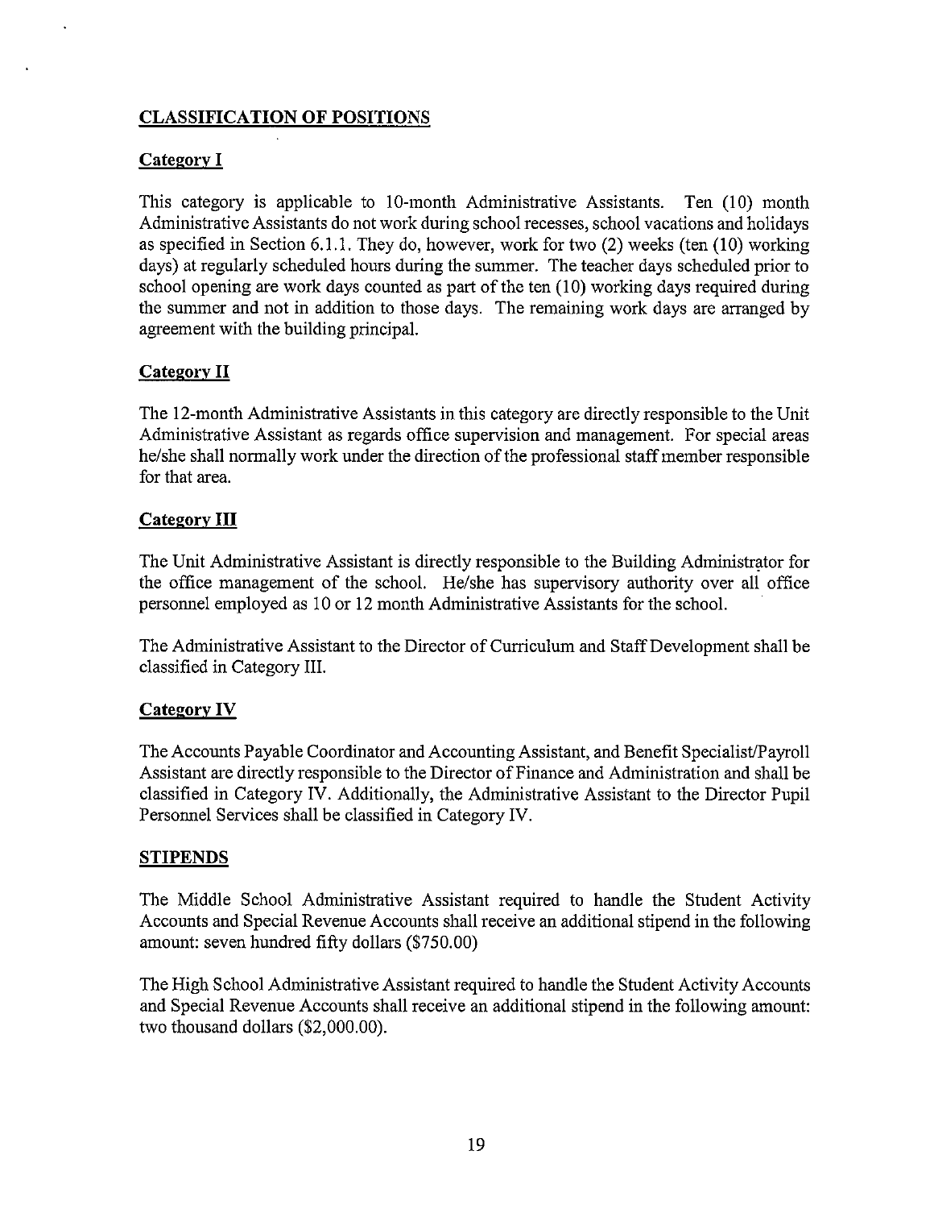## CLASSIFICATION OF POSITIONS

### Category I

This category is applicable to 10-month Administrative Assistants. Ten (10) month Administrative Assistants do not work during school recesses, school vacations and holidays as specified in Section 6.1.1. They do, however, work for two (2) weeks (ten (10) working days) at regularly scheduled hours during the summer. The teacher days scheduled prior to school opening are work days counted as part of the ten (10) working days required during the summer and not in addition to those days. The remaining work days are arranged by agreement with the building principal.

### Category II

The 12-month Administrative Assistants in this category are directly responsible to the Unit Administrative Assistant as regards office supervision and management. For special areas he/she shall normally work under the direction of the professional staff member responsible for that area.

### Category III

The Unit Administrative Assistant is directly responsible to the Building Administrator for the office management of the school. He/she has supervisory authority over all office personnel employed as 10 or 12 month Administrative Assistants for the school.

The Administrative Assistant to the Director of Curriculum and Staff Development shall be classified in Category III.

### Category IV

The Accounts Payable Coordinator and Accounting Assistant, and Benefit Specialist/Payroll Assistant are directly responsible to the Director of Finance and Administration and shall be classified in Category IV. Additionally, the Administrative Assistant to the Director Pupil Personnel Services shall be classified in Category IV.

## STIPENDS

The Middle School Administrative Assistant required to handle the Student Activity Accounts and Special Revenue Accounts shall receive an additional stipend in the following amount: seven hundred fifty dollars ($750.00)

The High School Administrative Assistant required to handle the Student Activity Accounts and Special Revenue Accounts shall receive an additional stipend in the following amount: two thousand dollars ($2,000.00).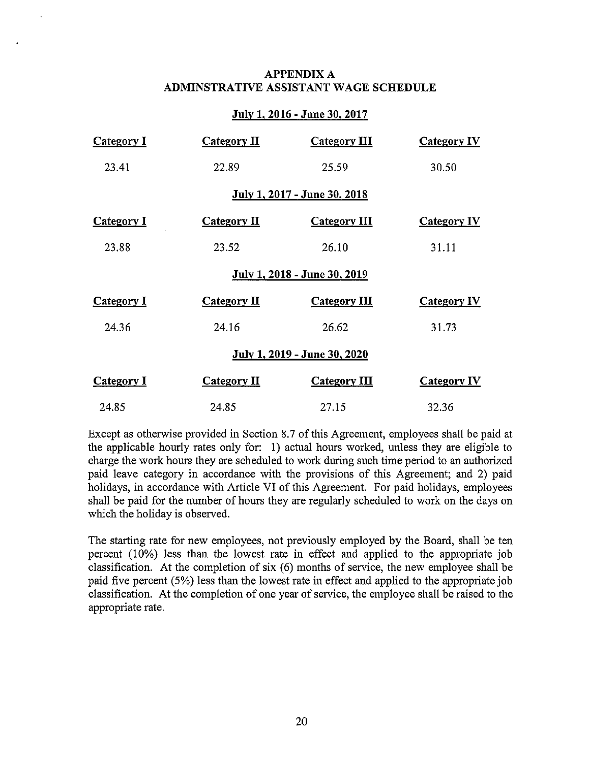## APPENDIX A
## ADMINSTRATIVE ASSISTANT WAGE SCHEDULE

**July 1, 2016 - June 30, 2017**

| Category I | Category II | Category III | Category IV |
|---|---|---|---|
| 23.41 | 22.89 | 25.59 | 30.50 |

**July 1, 2017 - June 30, 2018**

| Category I | Category II | Category III | Category IV |
|---|---|---|---|
| 23.88 | 23.52 | 26.10 | 31.11 |

**July 1, 2018 - June 30, 2019**

| Category I | Category II | Category III | Category IV |
|---|---|---|---|
| 24.36 | 24.16 | 26.62 | 31.73 |

**July 1, 2019 - June 30, 2020**

| Category I | Category II | Category III | Category IV |
|---|---|---|---|
| 24.85 | 24.85 | 27.15 | 32.36 |

Except as otherwise provided in Section 8.7 of this Agreement, employees shall be paid at the applicable hourly rates only for: 1) actual hours worked, unless they are eligible to charge the work hours they are scheduled to work during such time period to an authorized paid leave category in accordance with the provisions of this Agreement; and 2) paid holidays, in accordance with Article VI of this Agreement. For paid holidays, employees shall be paid for the number of hours they are regularly scheduled to work on the days on which the holiday is observed.

The starting rate for new employees, not previously employed by the Board, shall be ten percent (10%) less than the lowest rate in effect and applied to the appropriate job classification. At the completion of six (6) months of service, the new employee shall be paid five percent (5%) less than the lowest rate in effect and applied to the appropriate job classification. At the completion of one year of service, the employee shall be raised to the appropriate rate.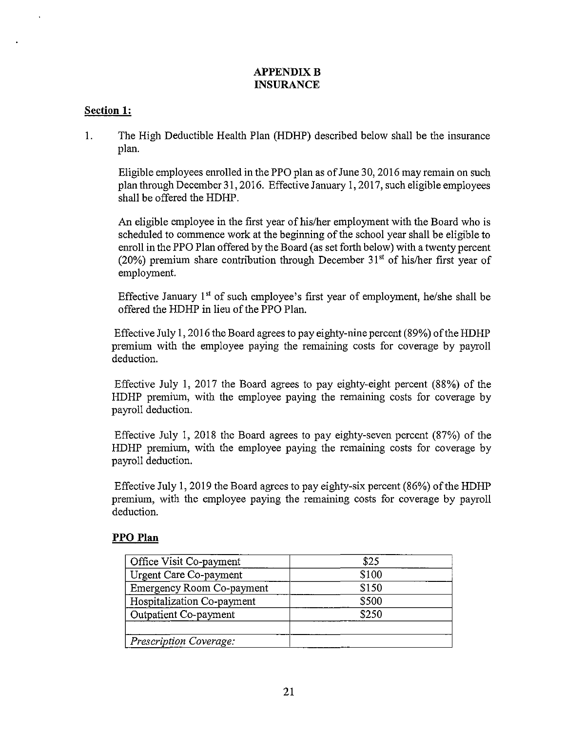# APPENDIX B
# INSURANCE

**Section 1:**

1. The High Deductible Health Plan (HDHP) described below shall be the insurance plan.

   Eligible employees enrolled in the PPO plan as of June 30, 2016 may remain on such plan through December 31, 2016. Effective January 1, 2017, such eligible employees shall be offered the HDHP.

   An eligible employee in the first year of his/her employment with the Board who is scheduled to commence work at the beginning of the school year shall be eligible to enroll in the PPO Plan offered by the Board (as set forth below) with a twenty percent (20%) premium share contribution through December 31st of his/her first year of employment.

   Effective January 1st of such employee's first year of employment, he/she shall be offered the HDHP in lieu of the PPO Plan.

   Effective July 1, 2016 the Board agrees to pay eighty-nine percent (89%) of the HDHP premium with the employee paying the remaining costs for coverage by payroll deduction.

   Effective July 1, 2017 the Board agrees to pay eighty-eight percent (88%) of the HDHP premium, with the employee paying the remaining costs for coverage by payroll deduction.

   Effective July 1, 2018 the Board agrees to pay eighty-seven percent (87%) of the HDHP premium, with the employee paying the remaining costs for coverage by payroll deduction.

   Effective July 1, 2019 the Board agrees to pay eighty-six percent (86%) of the HDHP premium, with the employee paying the remaining costs for coverage by payroll deduction.

**PPO Plan**

| Office Visit Co-payment | $25 |
|---|---|
| Urgent Care Co-payment | $100 |
| Emergency Room Co-payment | $150 |
| Hospitalization Co-payment | $500 |
| Outpatient Co-payment | $250 |
| | |
| *Prescription Coverage:* | |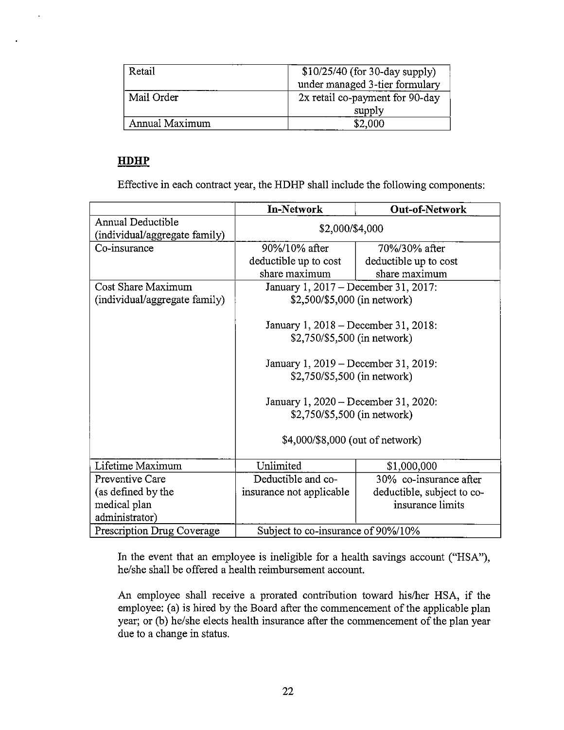| Retail | $10/25/40 (for 30-day supply) under managed 3-tier formulary |
|---|---|
| Mail Order | 2x retail co-payment for 90-day supply |
| Annual Maximum | $2,000 |

## **HDHP**

Effective in each contract year, the HDHP shall include the following components:

| | **In-Network** | **Out-of-Network** |
|---|---|---|
| Annual Deductible (individual/aggregate family) | $2,000/$4,000 | |
| Co-insurance | 90%/10% after deductible up to cost share maximum | 70%/30% after deductible up to cost share maximum |
| Cost Share Maximum (individual/aggregate family) | January 1, 2017 – December 31, 2017: $2,500/$5,000 (in network)<br><br>January 1, 2018 – December 31, 2018: $2,750/$5,500 (in network)<br><br>January 1, 2019 – December 31, 2019: $2,750/$5,500 (in network)<br><br>January 1, 2020 – December 31, 2020: $2,750/$5,500 (in network)<br><br>$4,000/$8,000 (out of network) | |
| Lifetime Maximum | Unlimited | $1,000,000 |
| Preventive Care (as defined by the medical plan administrator) | Deductible and co-insurance not applicable | 30% co-insurance after deductible, subject to co-insurance limits |
| Prescription Drug Coverage | Subject to co-insurance of 90%/10% | |

In the event that an employee is ineligible for a health savings account ("HSA"), he/she shall be offered a health reimbursement account.

An employee shall receive a prorated contribution toward his/her HSA, if the employee: (a) is hired by the Board after the commencement of the applicable plan year; or (b) he/she elects health insurance after the commencement of the plan year due to a change in status.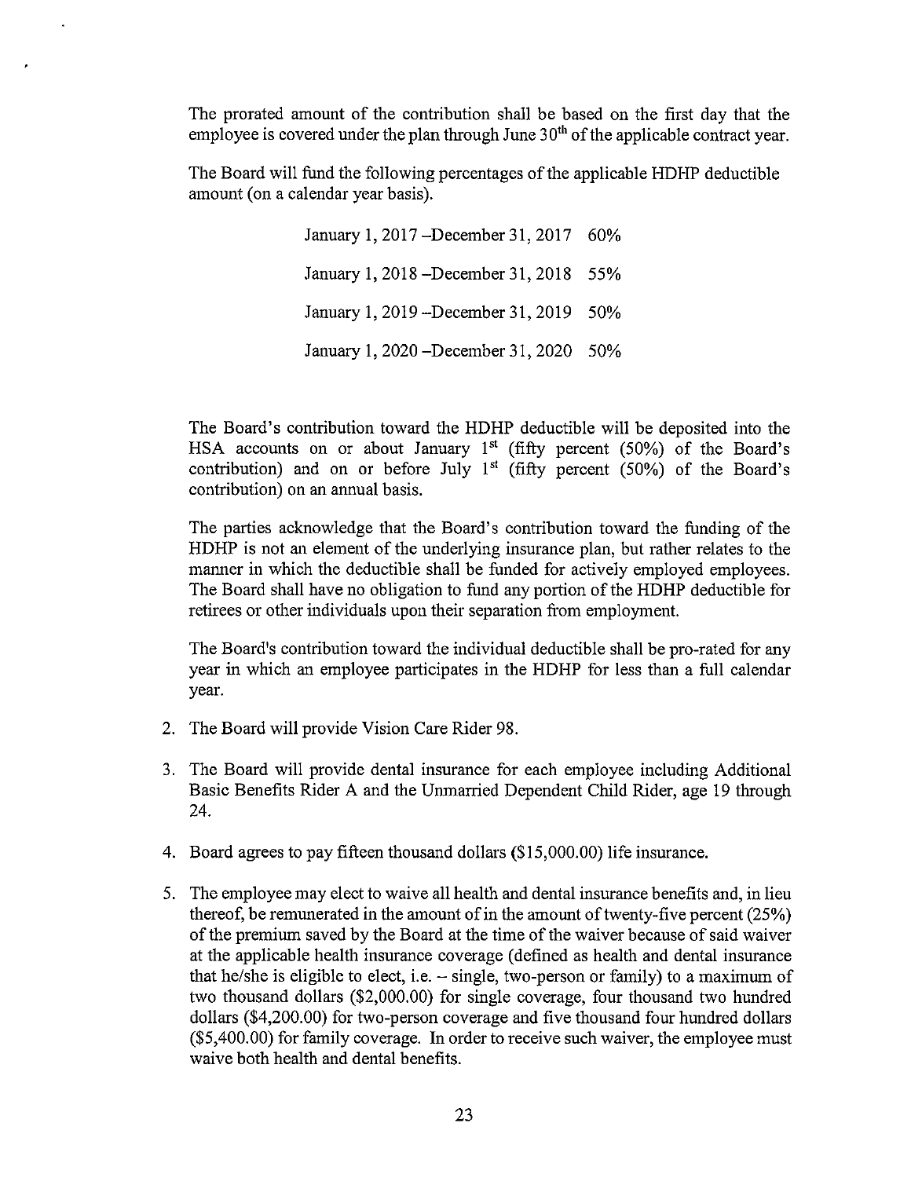The prorated amount of the contribution shall be based on the first day that the employee is covered under the plan through June 30th of the applicable contract year.

The Board will fund the following percentages of the applicable HDHP deductible amount (on a calendar year basis).

| | |
|---|---|
| January 1, 2017 –December 31, 2017 | 60% |
| January 1, 2018 –December 31, 2018 | 55% |
| January 1, 2019 –December 31, 2019 | 50% |
| January 1, 2020 –December 31, 2020 | 50% |

The Board's contribution toward the HDHP deductible will be deposited into the HSA accounts on or about January 1st (fifty percent (50%) of the Board's contribution) and on or before July 1st (fifty percent (50%) of the Board's contribution) on an annual basis.

The parties acknowledge that the Board's contribution toward the funding of the HDHP is not an element of the underlying insurance plan, but rather relates to the manner in which the deductible shall be funded for actively employed employees. The Board shall have no obligation to fund any portion of the HDHP deductible for retirees or other individuals upon their separation from employment.

The Board's contribution toward the individual deductible shall be pro-rated for any year in which an employee participates in the HDHP for less than a full calendar year.

2. The Board will provide Vision Care Rider 98.

3. The Board will provide dental insurance for each employee including Additional Basic Benefits Rider A and the Unmarried Dependent Child Rider, age 19 through 24.

4. Board agrees to pay fifteen thousand dollars ($15,000.00) life insurance.

5. The employee may elect to waive all health and dental insurance benefits and, in lieu thereof, be remunerated in the amount of in the amount of twenty-five percent (25%) of the premium saved by the Board at the time of the waiver because of said waiver at the applicable health insurance coverage (defined as health and dental insurance that he/she is eligible to elect, i.e. – single, two-person or family) to a maximum of two thousand dollars ($2,000.00) for single coverage, four thousand two hundred dollars ($4,200.00) for two-person coverage and five thousand four hundred dollars ($5,400.00) for family coverage. In order to receive such waiver, the employee must waive both health and dental benefits.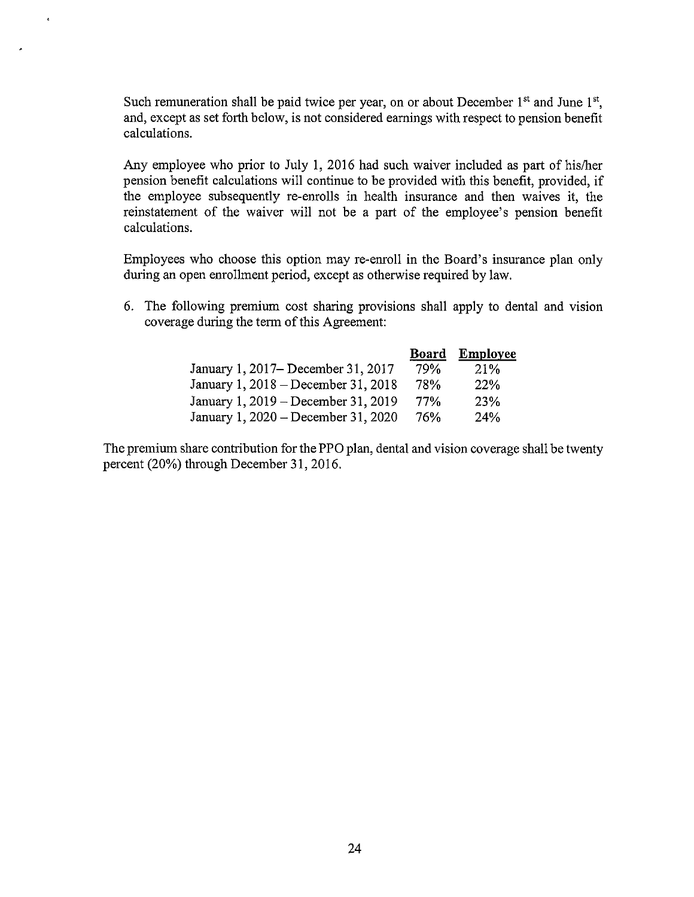Such remuneration shall be paid twice per year, on or about December 1st and June 1st, and, except as set forth below, is not considered earnings with respect to pension benefit calculations.

Any employee who prior to July 1, 2016 had such waiver included as part of his/her pension benefit calculations will continue to be provided with this benefit, provided, if the employee subsequently re-enrolls in health insurance and then waives it, the reinstatement of the waiver will not be a part of the employee's pension benefit calculations.

Employees who choose this option may re-enroll in the Board's insurance plan only during an open enrollment period, except as otherwise required by law.

6. The following premium cost sharing provisions shall apply to dental and vision coverage during the term of this Agreement:

| | **Board** | **Employee** |
|---|---|---|
| January 1, 2017– December 31, 2017 | 79% | 21% |
| January 1, 2018 – December 31, 2018 | 78% | 22% |
| January 1, 2019 – December 31, 2019 | 77% | 23% |
| January 1, 2020 – December 31, 2020 | 76% | 24% |

The premium share contribution for the PPO plan, dental and vision coverage shall be twenty percent (20%) through December 31, 2016.